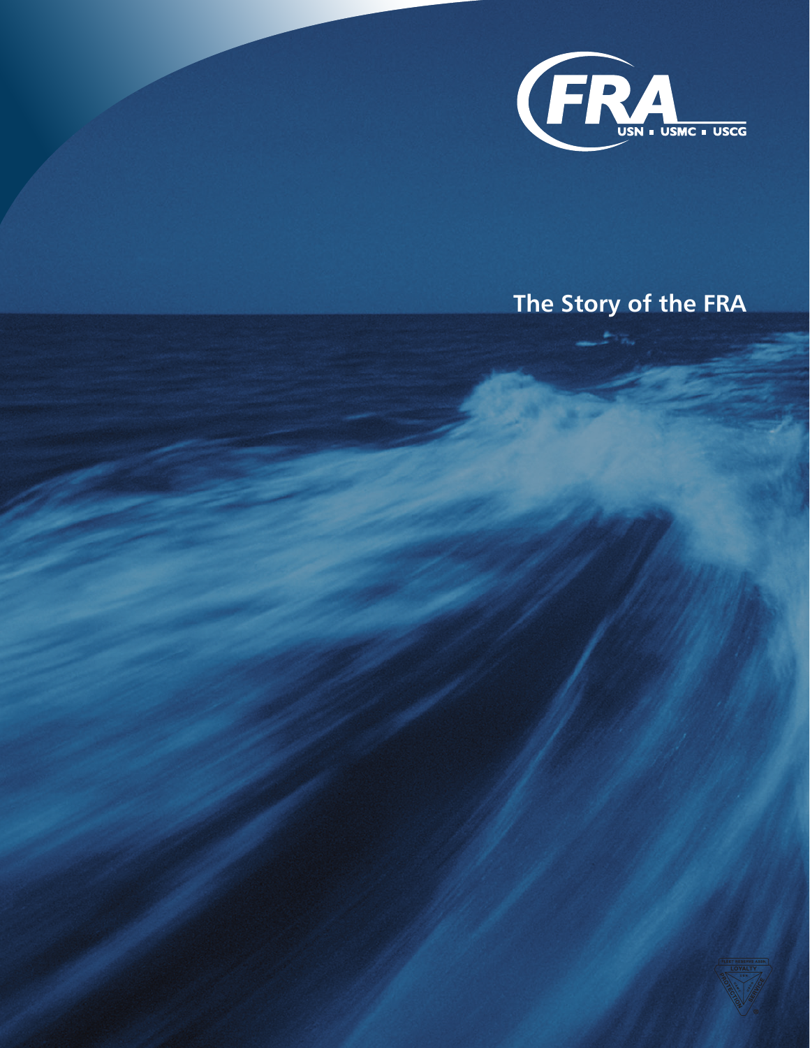FRA

USN ▪ USMC ▪ USCG

# The Story of the FRA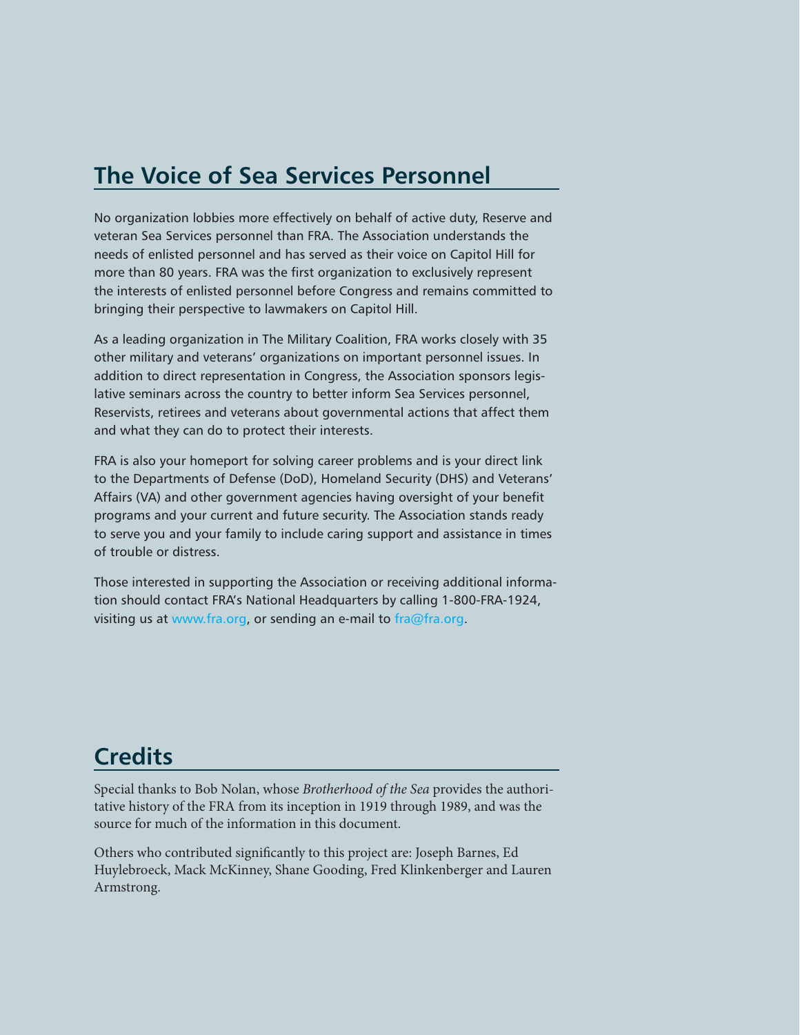## The Voice of Sea Services Personnel

No organization lobbies more effectively on behalf of active duty, Reserve and veteran Sea Services personnel than FRA. The Association understands the needs of enlisted personnel and has served as their voice on Capitol Hill for more than 80 years. FRA was the first organization to exclusively represent the interests of enlisted personnel before Congress and remains committed to bringing their perspective to lawmakers on Capitol Hill.

As a leading organization in The Military Coalition, FRA works closely with 35 other military and veterans' organizations on important personnel issues. In addition to direct representation in Congress, the Association sponsors legislative seminars across the country to better inform Sea Services personnel, Reservists, retirees and veterans about governmental actions that affect them and what they can do to protect their interests.

FRA is also your homeport for solving career problems and is your direct link to the Departments of Defense (DoD), Homeland Security (DHS) and Veterans' Affairs (VA) and other government agencies having oversight of your benefit programs and your current and future security. The Association stands ready to serve you and your family to include caring support and assistance in times of trouble or distress.

Those interested in supporting the Association or receiving additional information should contact FRA's National Headquarters by calling 1-800-FRA-1924, visiting us at www.fra.org, or sending an e-mail to fra@fra.org.

## Credits

Special thanks to Bob Nolan, whose *Brotherhood of the Sea* provides the authoritative history of the FRA from its inception in 1919 through 1989, and was the source for much of the information in this document.

Others who contributed significantly to this project are: Joseph Barnes, Ed Huylebroeck, Mack McKinney, Shane Gooding, Fred Klinkenberger and Lauren Armstrong.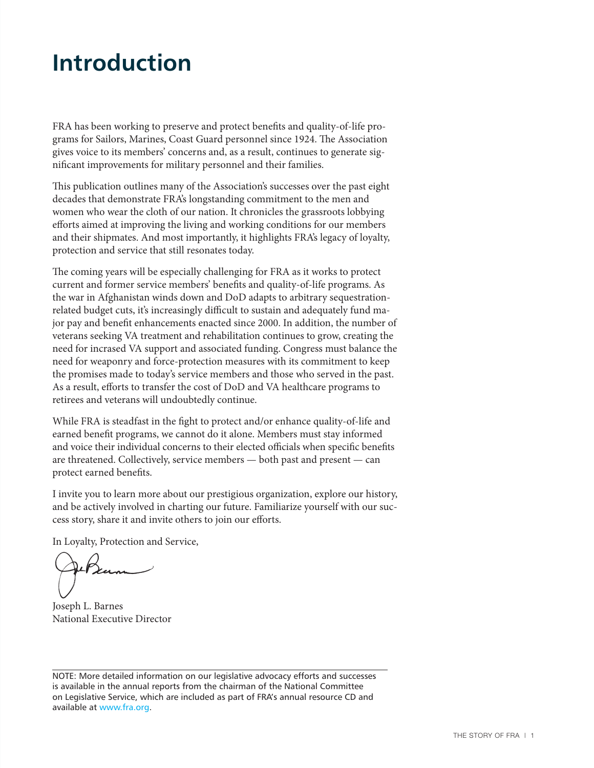# Introduction

FRA has been working to preserve and protect benefits and quality-of-life programs for Sailors, Marines, Coast Guard personnel since 1924. The Association gives voice to its members' concerns and, as a result, continues to generate significant improvements for military personnel and their families.

This publication outlines many of the Association's successes over the past eight decades that demonstrate FRA's longstanding commitment to the men and women who wear the cloth of our nation. It chronicles the grassroots lobbying efforts aimed at improving the living and working conditions for our members and their shipmates. And most importantly, it highlights FRA's legacy of loyalty, protection and service that still resonates today.

The coming years will be especially challenging for FRA as it works to protect current and former service members' benefits and quality-of-life programs. As the war in Afghanistan winds down and DoD adapts to arbitrary sequestration-related budget cuts, it's increasingly difficult to sustain and adequately fund major pay and benefit enhancements enacted since 2000. In addition, the number of veterans seeking VA treatment and rehabilitation continues to grow, creating the need for incrased VA support and associated funding. Congress must balance the need for weaponry and force-protection measures with its commitment to keep the promises made to today's service members and those who served in the past. As a result, efforts to transfer the cost of DoD and VA healthcare programs to retirees and veterans will undoubtedly continue.

While FRA is steadfast in the fight to protect and/or enhance quality-of-life and earned benefit programs, we cannot do it alone. Members must stay informed and voice their individual concerns to their elected officials when specific benefits are threatened. Collectively, service members — both past and present — can protect earned benefits.

I invite you to learn more about our prestigious organization, explore our history, and be actively involved in charting our future. Familiarize yourself with our success story, share it and invite others to join our efforts.

In Loyalty, Protection and Service,

Joseph L. Barnes
National Executive Director

---

NOTE: More detailed information on our legislative advocacy efforts and successes is available in the annual reports from the chairman of the National Committee on Legislative Service, which are included as part of FRA's annual resource CD and available at www.fra.org.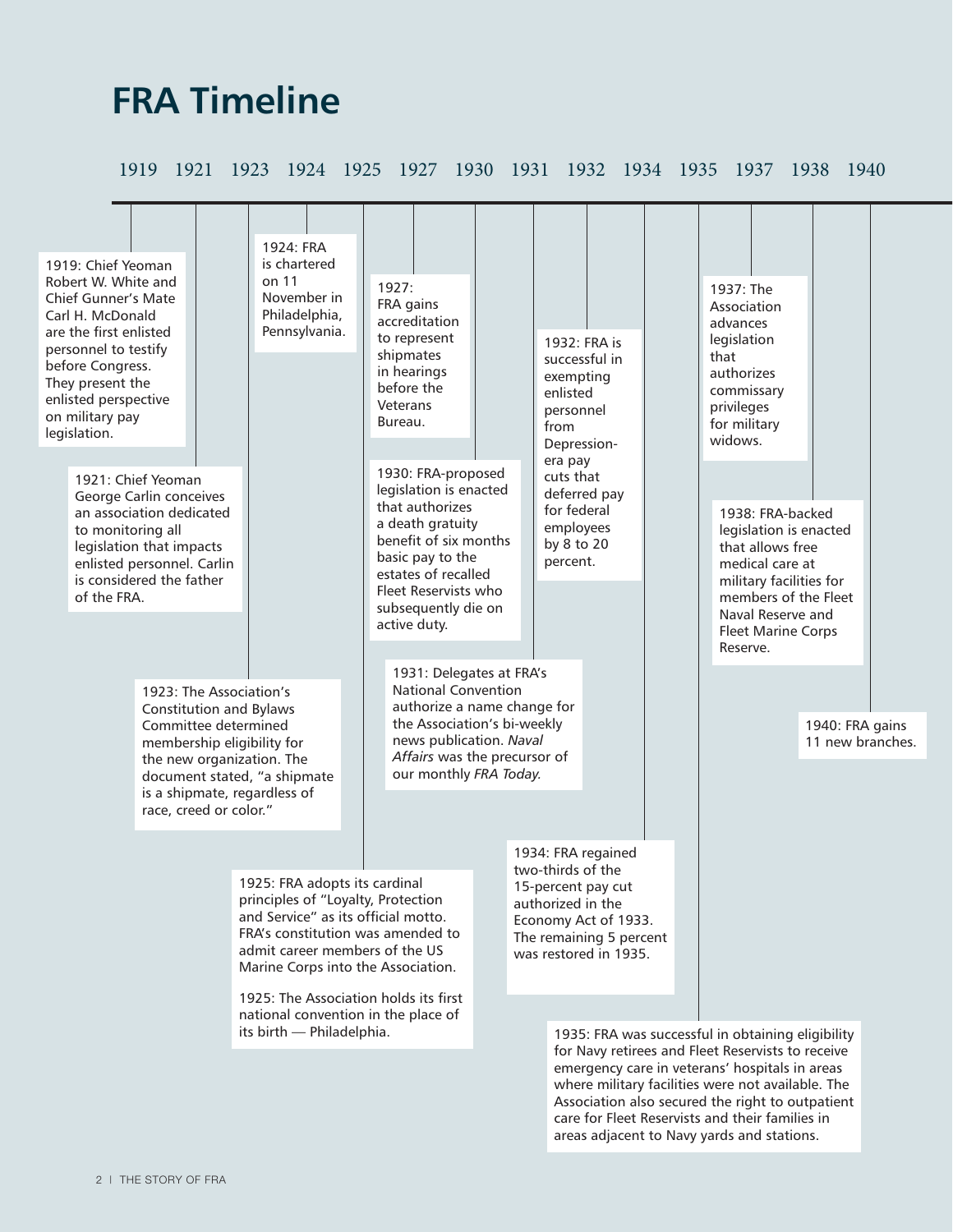# FRA Timeline

1919: Chief Yeoman Robert W. White and Chief Gunner's Mate Carl H. McDonald are the first enlisted personnel to testify before Congress. They present the enlisted perspective on military pay legislation.

1921: Chief Yeoman George Carlin conceives an association dedicated to monitoring all legislation that impacts enlisted personnel. Carlin is considered the father of the FRA.

1923: The Association's Constitution and Bylaws Committee determined membership eligibility for the new organization. The document stated, "a shipmate is a shipmate, regardless of race, creed or color."

1924: FRA is chartered on 11 November in Philadelphia, Pennsylvania.

1925: FRA adopts its cardinal principles of "Loyalty, Protection and Service" as its official motto. FRA's constitution was amended to admit career members of the US Marine Corps into the Association.

1925: The Association holds its first national convention in the place of its birth — Philadelphia.

1927: FRA gains accreditation to represent shipmates in hearings before the Veterans Bureau.

1930: FRA-proposed legislation is enacted that authorizes a death gratuity benefit of six months basic pay to the estates of recalled Fleet Reservists who subsequently die on active duty.

1931: Delegates at FRA's National Convention authorize a name change for the Association's bi-weekly news publication. *Naval Affairs* was the precursor of our monthly *FRA Today.*

1932: FRA is successful in exempting enlisted personnel from Depression-era pay cuts that deferred pay for federal employees by 8 to 20 percent.

1934: FRA regained two-thirds of the 15-percent pay cut authorized in the Economy Act of 1933. The remaining 5 percent was restored in 1935.

1935: FRA was successful in obtaining eligibility for Navy retirees and Fleet Reservists to receive emergency care in veterans' hospitals in areas where military facilities were not available. The Association also secured the right to outpatient care for Fleet Reservists and their families in areas adjacent to Navy yards and stations.

1937: The Association advances legislation that authorizes commissary privileges for military widows.

1938: FRA-backed legislation is enacted that allows free medical care at military facilities for members of the Fleet Naval Reserve and Fleet Marine Corps Reserve.

1940: FRA gains 11 new branches.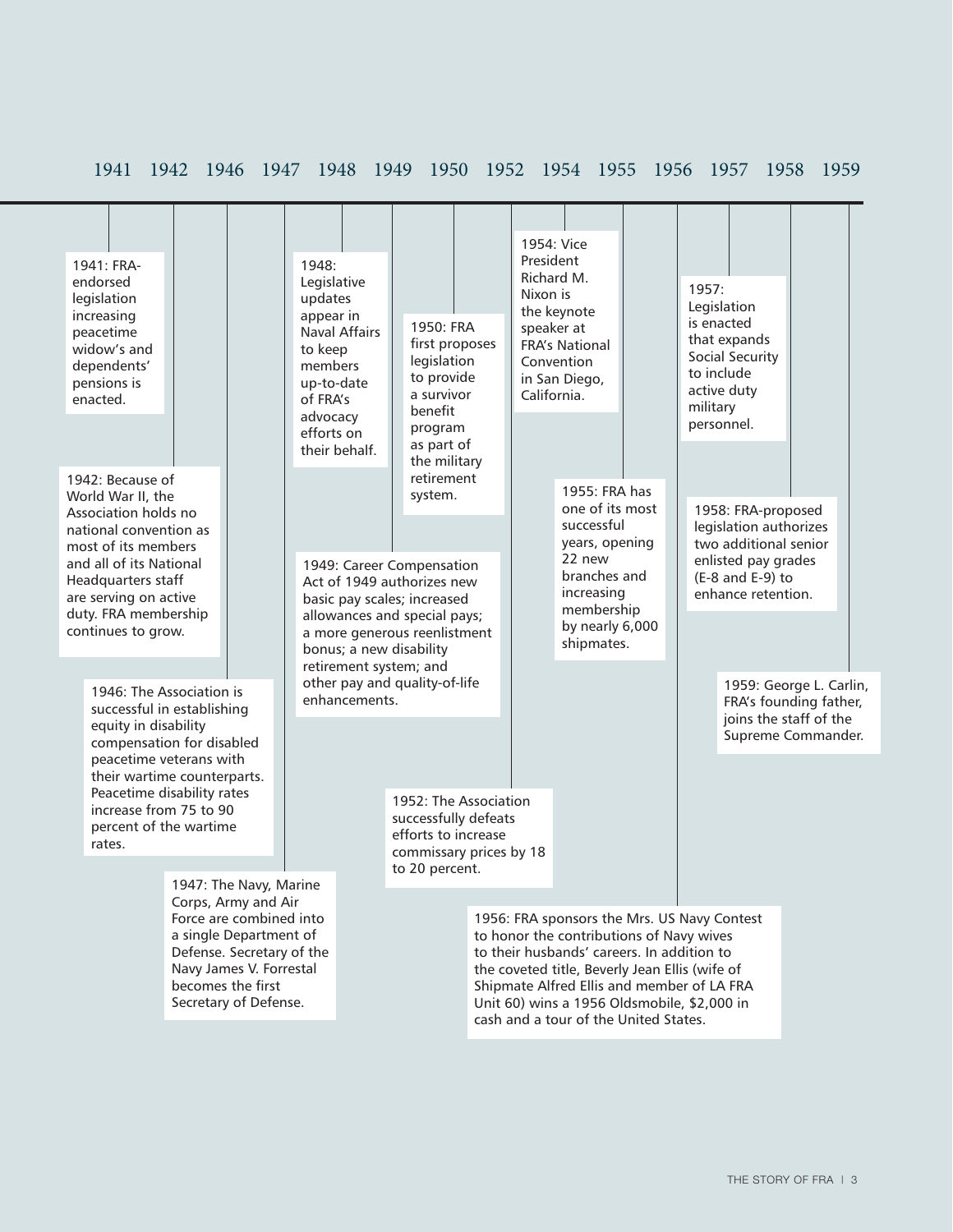1941 1942 1946 1947 1948 1949 1950 1952 1954 1955 1956 1957 1958 1959

1941: FRA-endorsed legislation increasing peacetime widow's and dependents' pensions is enacted.

1942: Because of World War II, the Association holds no national convention as most of its members and all of its National Headquarters staff are serving on active duty. FRA membership continues to grow.

1946: The Association is successful in establishing equity in disability compensation for disabled peacetime veterans with their wartime counterparts. Peacetime disability rates increase from 75 to 90 percent of the wartime rates.

1947: The Navy, Marine Corps, Army and Air Force are combined into a single Department of Defense. Secretary of the Navy James V. Forrestal becomes the first Secretary of Defense.

1948: Legislative updates appear in Naval Affairs to keep members up-to-date of FRA's advocacy efforts on their behalf.

1949: Career Compensation Act of 1949 authorizes new basic pay scales; increased allowances and special pays; a more generous reenlistment bonus; a new disability retirement system; and other pay and quality-of-life enhancements.

1950: FRA first proposes legislation to provide a survivor benefit program as part of the military retirement system.

1952: The Association successfully defeats efforts to increase commissary prices by 18 to 20 percent.

1954: Vice President Richard M. Nixon is the keynote speaker at FRA's National Convention in San Diego, California.

1955: FRA has one of its most successful years, opening 22 new branches and increasing membership by nearly 6,000 shipmates.

1956: FRA sponsors the Mrs. US Navy Contest to honor the contributions of Navy wives to their husbands' careers. In addition to the coveted title, Beverly Jean Ellis (wife of Shipmate Alfred Ellis and member of LA FRA Unit 60) wins a 1956 Oldsmobile, $2,000 in cash and a tour of the United States.

1957: Legislation is enacted that expands Social Security to include active duty military personnel.

1958: FRA-proposed legislation authorizes two additional senior enlisted pay grades (E-8 and E-9) to enhance retention.

1959: George L. Carlin, FRA's founding father, joins the staff of the Supreme Commander.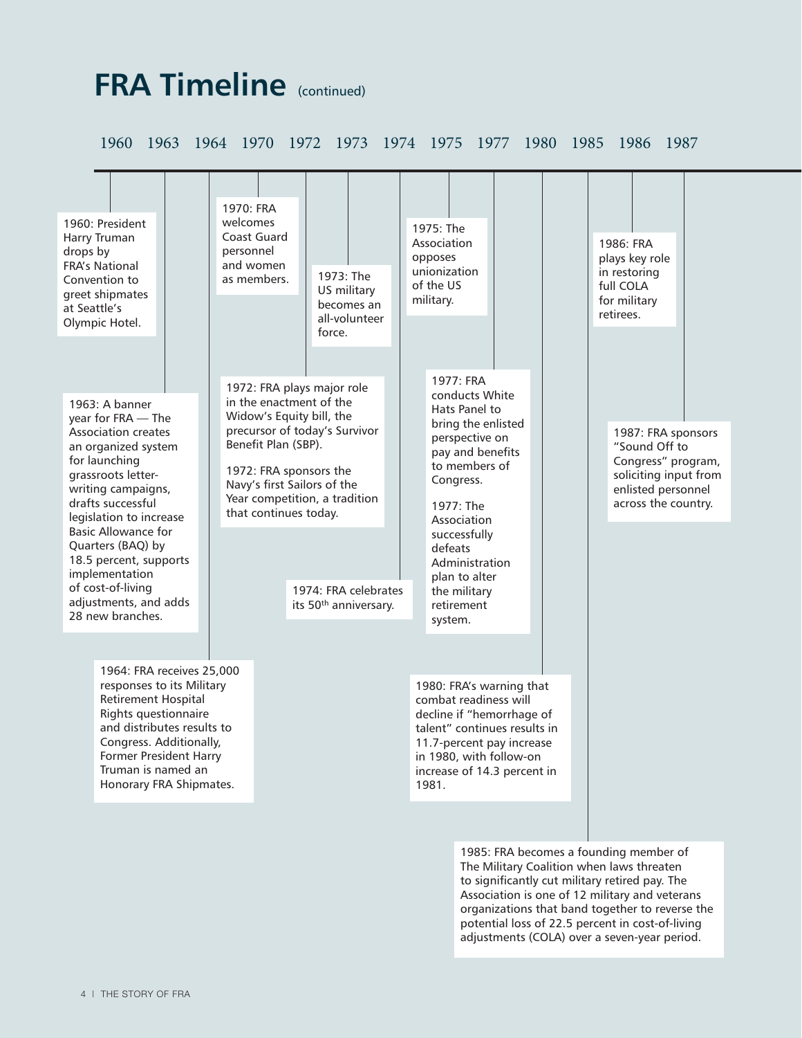# FRA Timeline (continued)

1960: President Harry Truman drops by FRA's National Convention to greet shipmates at Seattle's Olympic Hotel.

1963: A banner year for FRA — The Association creates an organized system for launching grassroots letter-writing campaigns, drafts successful legislation to increase Basic Allowance for Quarters (BAQ) by 18.5 percent, supports implementation of cost-of-living adjustments, and adds 28 new branches.

1964: FRA receives 25,000 responses to its Military Retirement Hospital Rights questionnaire and distributes results to Congress. Additionally, Former President Harry Truman is named an Honorary FRA Shipmates.

1970: FRA welcomes Coast Guard personnel and women as members.

1972: FRA plays major role in the enactment of the Widow's Equity bill, the precursor of today's Survivor Benefit Plan (SBP).

1972: FRA sponsors the Navy's first Sailors of the Year competition, a tradition that continues today.

1973: The US military becomes an all-volunteer force.

1974: FRA celebrates its 50th anniversary.

1975: The Association opposes unionization of the US military.

1977: FRA conducts White Hats Panel to bring the enlisted perspective on pay and benefits to members of Congress.

1977: The Association successfully defeats Administration plan to alter the military retirement system.

1980: FRA's warning that combat readiness will decline if "hemorrhage of talent" continues results in 11.7-percent pay increase in 1980, with follow-on increase of 14.3 percent in 1981.

1985: FRA becomes a founding member of The Military Coalition when laws threaten to significantly cut military retired pay. The Association is one of 12 military and veterans organizations that band together to reverse the potential loss of 22.5 percent in cost-of-living adjustments (COLA) over a seven-year period.

1986: FRA plays key role in restoring full COLA for military retirees.

1987: FRA sponsors "Sound Off to Congress" program, soliciting input from enlisted personnel across the country.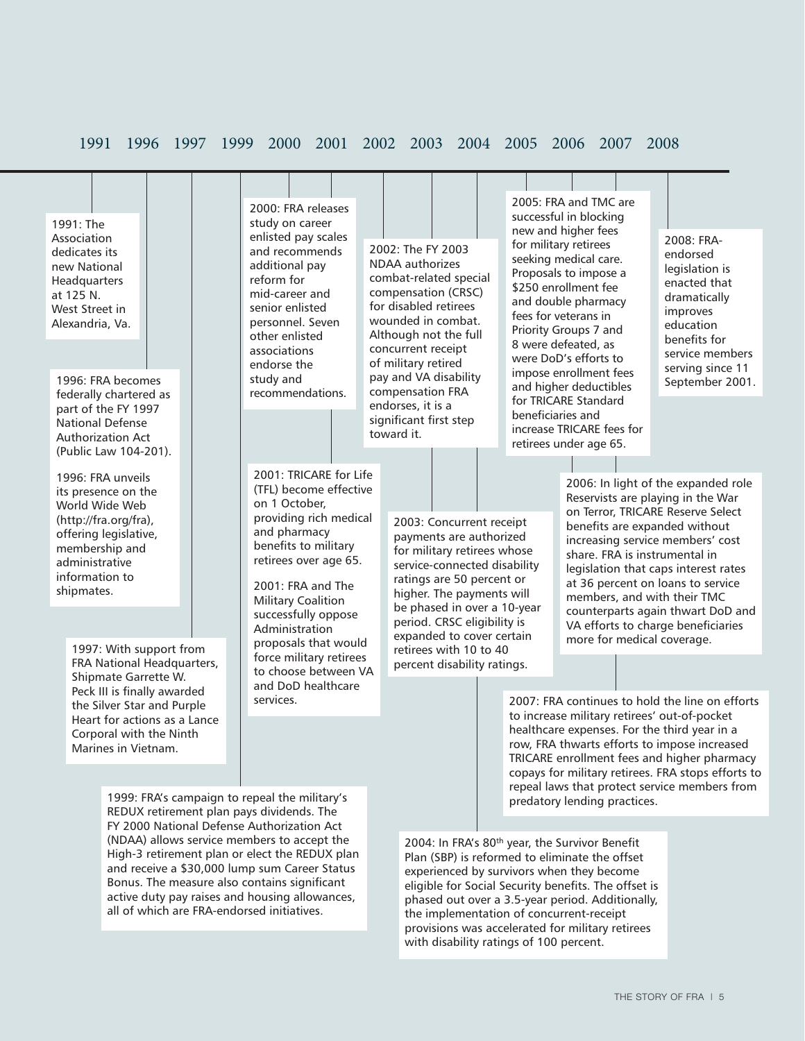1991 1996 1997 1999 2000 2001 2002 2003 2004 2005 2006 2007 2008

1991: The Association dedicates its new National Headquarters at 125 N. West Street in Alexandria, Va.

1996: FRA becomes federally chartered as part of the FY 1997 National Defense Authorization Act (Public Law 104-201).

1996: FRA unveils its presence on the World Wide Web (http://fra.org/fra), offering legislative, membership and administrative information to shipmates.

1997: With support from FRA National Headquarters, Shipmate Garrette W. Peck III is finally awarded the Silver Star and Purple Heart for actions as a Lance Corporal with the Ninth Marines in Vietnam.

1999: FRA's campaign to repeal the military's REDUX retirement plan pays dividends. The FY 2000 National Defense Authorization Act (NDAA) allows service members to accept the High-3 retirement plan or elect the REDUX plan and receive a $30,000 lump sum Career Status Bonus. The measure also contains significant active duty pay raises and housing allowances, all of which are FRA-endorsed initiatives.

2000: FRA releases study on career enlisted pay scales and recommends additional pay reform for mid-career and senior enlisted personnel. Seven other enlisted associations endorse the study and recommendations.

2001: TRICARE for Life (TFL) become effective on 1 October, providing rich medical and pharmacy benefits to military retirees over age 65.

2001: FRA and The Military Coalition successfully oppose Administration proposals that would force military retirees to choose between VA and DoD healthcare services.

2002: The FY 2003 NDAA authorizes combat-related special compensation (CRSC) for disabled retirees wounded in combat. Although not the full concurrent receipt of military retired pay and VA disability compensation FRA endorses, it is a significant first step toward it.

2003: Concurrent receipt payments are authorized for military retirees whose service-connected disability ratings are 50 percent or higher. The payments will be phased in over a 10-year period. CRSC eligibility is expanded to cover certain retirees with 10 to 40 percent disability ratings.

2004: In FRA's 80th year, the Survivor Benefit Plan (SBP) is reformed to eliminate the offset experienced by survivors when they become eligible for Social Security benefits. The offset is phased out over a 3.5-year period. Additionally, the implementation of concurrent-receipt provisions was accelerated for military retirees with disability ratings of 100 percent.

2005: FRA and TMC are successful in blocking new and higher fees for military retirees seeking medical care. Proposals to impose a $250 enrollment fee and double pharmacy fees for veterans in Priority Groups 7 and 8 were defeated, as were DoD's efforts to impose enrollment fees and higher deductibles for TRICARE Standard beneficiaries and increase TRICARE fees for retirees under age 65.

2006: In light of the expanded role Reservists are playing in the War on Terror, TRICARE Reserve Select benefits are expanded without increasing service members' cost share. FRA is instrumental in legislation that caps interest rates at 36 percent on loans to service members, and with their TMC counterparts again thwart DoD and VA efforts to charge beneficiaries more for medical coverage.

2007: FRA continues to hold the line on efforts to increase military retirees' out-of-pocket healthcare expenses. For the third year in a row, FRA thwarts efforts to impose increased TRICARE enrollment fees and higher pharmacy copays for military retirees. FRA stops efforts to repeal laws that protect service members from predatory lending practices.

2008: FRA-endorsed legislation is enacted that dramatically improves education benefits for service members serving since 11 September 2001.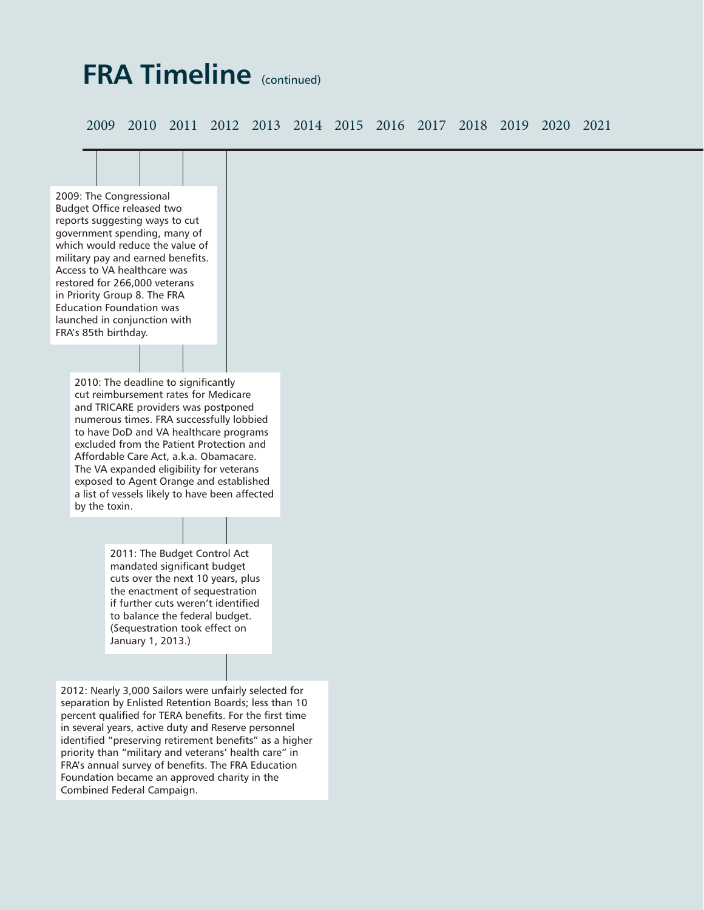# FRA Timeline (continued)

2009 2010 2011 2012 2013 2014 2015 2016 2017 2018 2019 2020 2021

2009: The Congressional Budget Office released two reports suggesting ways to cut government spending, many of which would reduce the value of military pay and earned benefits. Access to VA healthcare was restored for 266,000 veterans in Priority Group 8. The FRA Education Foundation was launched in conjunction with FRA's 85th birthday.

2010: The deadline to significantly cut reimbursement rates for Medicare and TRICARE providers was postponed numerous times. FRA successfully lobbied to have DoD and VA healthcare programs excluded from the Patient Protection and Affordable Care Act, a.k.a. Obamacare. The VA expanded eligibility for veterans exposed to Agent Orange and established a list of vessels likely to have been affected by the toxin.

2011: The Budget Control Act mandated significant budget cuts over the next 10 years, plus the enactment of sequestration if further cuts weren't identified to balance the federal budget. (Sequestration took effect on January 1, 2013.)

2012: Nearly 3,000 Sailors were unfairly selected for separation by Enlisted Retention Boards; less than 10 percent qualified for TERA benefits. For the first time in several years, active duty and Reserve personnel identified "preserving retirement benefits" as a higher priority than "military and veterans' health care" in FRA's annual survey of benefits. The FRA Education Foundation became an approved charity in the Combined Federal Campaign.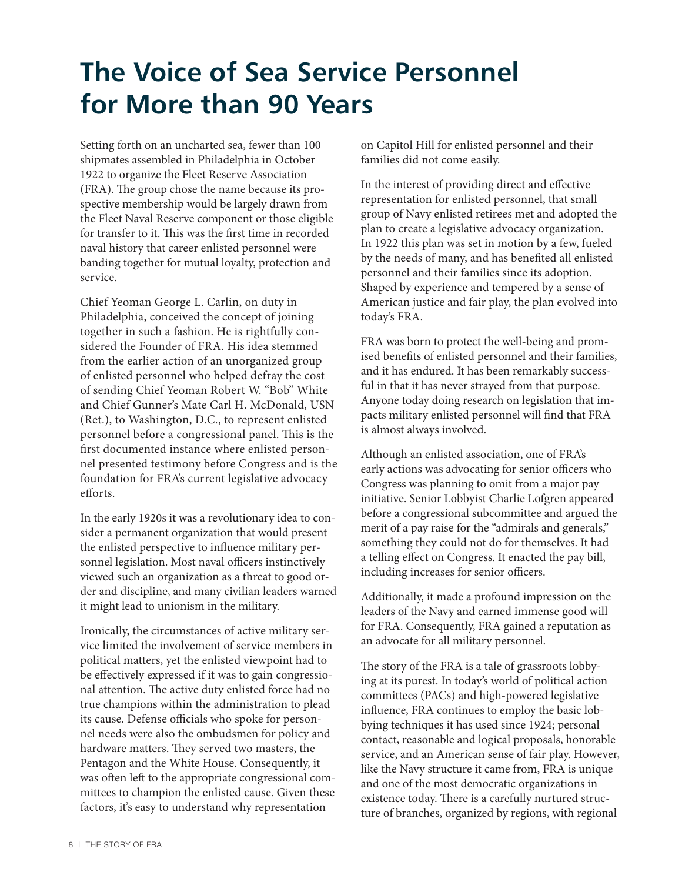# The Voice of Sea Service Personnel for More than 90 Years

Setting forth on an uncharted sea, fewer than 100 shipmates assembled in Philadelphia in October 1922 to organize the Fleet Reserve Association (FRA). The group chose the name because its prospective membership would be largely drawn from the Fleet Naval Reserve component or those eligible for transfer to it. This was the first time in recorded naval history that career enlisted personnel were banding together for mutual loyalty, protection and service.

Chief Yeoman George L. Carlin, on duty in Philadelphia, conceived the concept of joining together in such a fashion. He is rightfully considered the Founder of FRA. His idea stemmed from the earlier action of an unorganized group of enlisted personnel who helped defray the cost of sending Chief Yeoman Robert W. "Bob" White and Chief Gunner's Mate Carl H. McDonald, USN (Ret.), to Washington, D.C., to represent enlisted personnel before a congressional panel. This is the first documented instance where enlisted personnel presented testimony before Congress and is the foundation for FRA's current legislative advocacy efforts.

In the early 1920s it was a revolutionary idea to consider a permanent organization that would present the enlisted perspective to influence military personnel legislation. Most naval officers instinctively viewed such an organization as a threat to good order and discipline, and many civilian leaders warned it might lead to unionism in the military.

Ironically, the circumstances of active military service limited the involvement of service members in political matters, yet the enlisted viewpoint had to be effectively expressed if it was to gain congressional attention. The active duty enlisted force had no true champions within the administration to plead its cause. Defense officials who spoke for personnel needs were also the ombudsmen for policy and hardware matters. They served two masters, the Pentagon and the White House. Consequently, it was often left to the appropriate congressional committees to champion the enlisted cause. Given these factors, it's easy to understand why representation on Capitol Hill for enlisted personnel and their families did not come easily.

In the interest of providing direct and effective representation for enlisted personnel, that small group of Navy enlisted retirees met and adopted the plan to create a legislative advocacy organization. In 1922 this plan was set in motion by a few, fueled by the needs of many, and has benefited all enlisted personnel and their families since its adoption. Shaped by experience and tempered by a sense of American justice and fair play, the plan evolved into today's FRA.

FRA was born to protect the well-being and promised benefits of enlisted personnel and their families, and it has endured. It has been remarkably successful in that it has never strayed from that purpose. Anyone today doing research on legislation that impacts military enlisted personnel will find that FRA is almost always involved.

Although an enlisted association, one of FRA's early actions was advocating for senior officers who Congress was planning to omit from a major pay initiative. Senior Lobbyist Charlie Lofgren appeared before a congressional subcommittee and argued the merit of a pay raise for the "admirals and generals," something they could not do for themselves. It had a telling effect on Congress. It enacted the pay bill, including increases for senior officers.

Additionally, it made a profound impression on the leaders of the Navy and earned immense good will for FRA. Consequently, FRA gained a reputation as an advocate for all military personnel.

The story of the FRA is a tale of grassroots lobbying at its purest. In today's world of political action committees (PACs) and high-powered legislative influence, FRA continues to employ the basic lobbying techniques it has used since 1924; personal contact, reasonable and logical proposals, honorable service, and an American sense of fair play. However, like the Navy structure it came from, FRA is unique and one of the most democratic organizations in existence today. There is a carefully nurtured structure of branches, organized by regions, with regional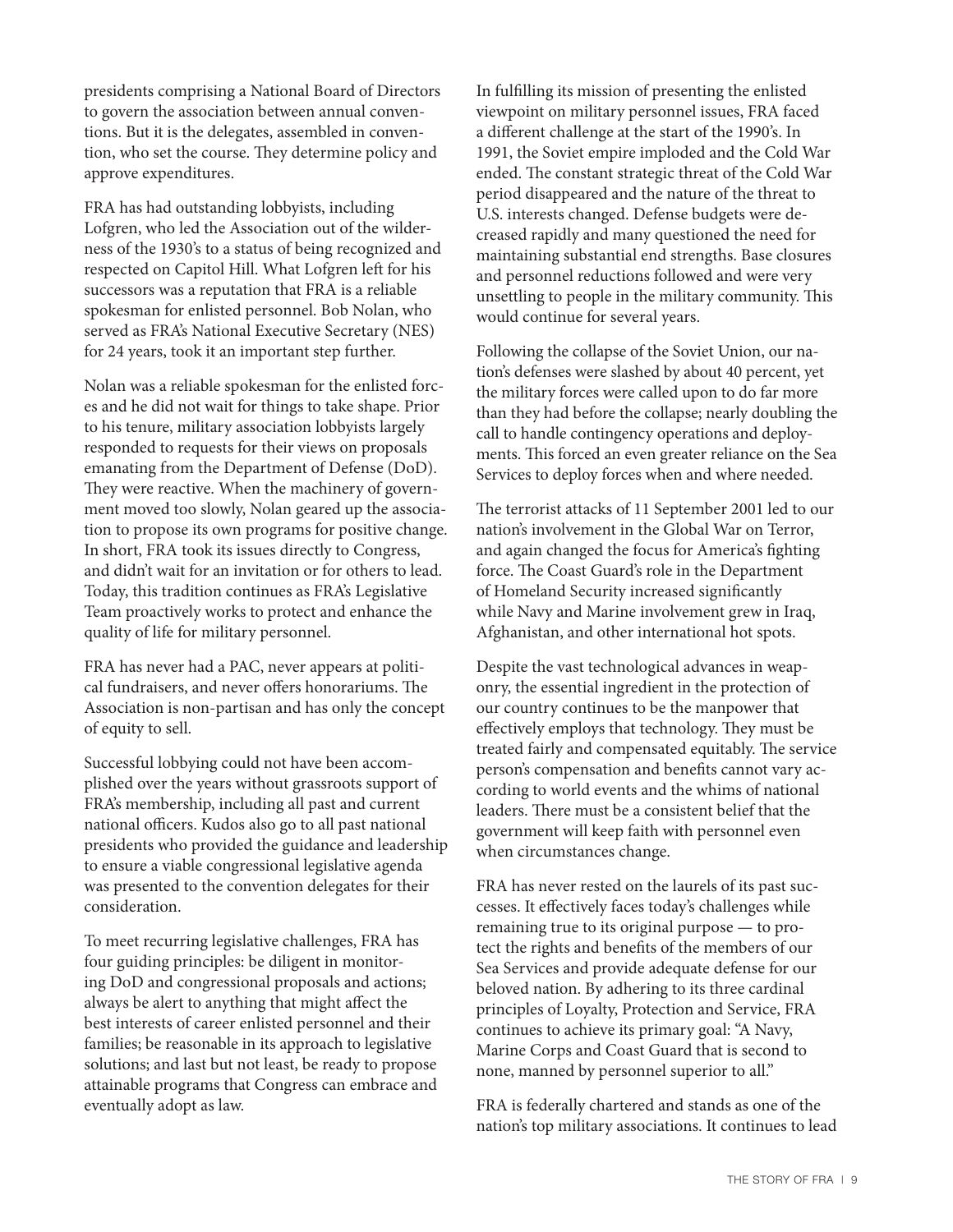presidents comprising a National Board of Directors to govern the association between annual conventions. But it is the delegates, assembled in convention, who set the course. They determine policy and approve expenditures.

FRA has had outstanding lobbyists, including Lofgren, who led the Association out of the wilderness of the 1930's to a status of being recognized and respected on Capitol Hill. What Lofgren left for his successors was a reputation that FRA is a reliable spokesman for enlisted personnel. Bob Nolan, who served as FRA's National Executive Secretary (NES) for 24 years, took it an important step further.

Nolan was a reliable spokesman for the enlisted forces and he did not wait for things to take shape. Prior to his tenure, military association lobbyists largely responded to requests for their views on proposals emanating from the Department of Defense (DoD). They were reactive. When the machinery of government moved too slowly, Nolan geared up the association to propose its own programs for positive change. In short, FRA took its issues directly to Congress, and didn't wait for an invitation or for others to lead. Today, this tradition continues as FRA's Legislative Team proactively works to protect and enhance the quality of life for military personnel.

FRA has never had a PAC, never appears at political fundraisers, and never offers honorariums. The Association is non-partisan and has only the concept of equity to sell.

Successful lobbying could not have been accomplished over the years without grassroots support of FRA's membership, including all past and current national officers. Kudos also go to all past national presidents who provided the guidance and leadership to ensure a viable congressional legislative agenda was presented to the convention delegates for their consideration.

To meet recurring legislative challenges, FRA has four guiding principles: be diligent in monitoring DoD and congressional proposals and actions; always be alert to anything that might affect the best interests of career enlisted personnel and their families; be reasonable in its approach to legislative solutions; and last but not least, be ready to propose attainable programs that Congress can embrace and eventually adopt as law.

In fulfilling its mission of presenting the enlisted viewpoint on military personnel issues, FRA faced a different challenge at the start of the 1990's. In 1991, the Soviet empire imploded and the Cold War ended. The constant strategic threat of the Cold War period disappeared and the nature of the threat to U.S. interests changed. Defense budgets were decreased rapidly and many questioned the need for maintaining substantial end strengths. Base closures and personnel reductions followed and were very unsettling to people in the military community. This would continue for several years.

Following the collapse of the Soviet Union, our nation's defenses were slashed by about 40 percent, yet the military forces were called upon to do far more than they had before the collapse; nearly doubling the call to handle contingency operations and deployments. This forced an even greater reliance on the Sea Services to deploy forces when and where needed.

The terrorist attacks of 11 September 2001 led to our nation's involvement in the Global War on Terror, and again changed the focus for America's fighting force. The Coast Guard's role in the Department of Homeland Security increased significantly while Navy and Marine involvement grew in Iraq, Afghanistan, and other international hot spots.

Despite the vast technological advances in weaponry, the essential ingredient in the protection of our country continues to be the manpower that effectively employs that technology. They must be treated fairly and compensated equitably. The service person's compensation and benefits cannot vary according to world events and the whims of national leaders. There must be a consistent belief that the government will keep faith with personnel even when circumstances change.

FRA has never rested on the laurels of its past successes. It effectively faces today's challenges while remaining true to its original purpose — to protect the rights and benefits of the members of our Sea Services and provide adequate defense for our beloved nation. By adhering to its three cardinal principles of Loyalty, Protection and Service, FRA continues to achieve its primary goal: "A Navy, Marine Corps and Coast Guard that is second to none, manned by personnel superior to all."

FRA is federally chartered and stands as one of the nation's top military associations. It continues to lead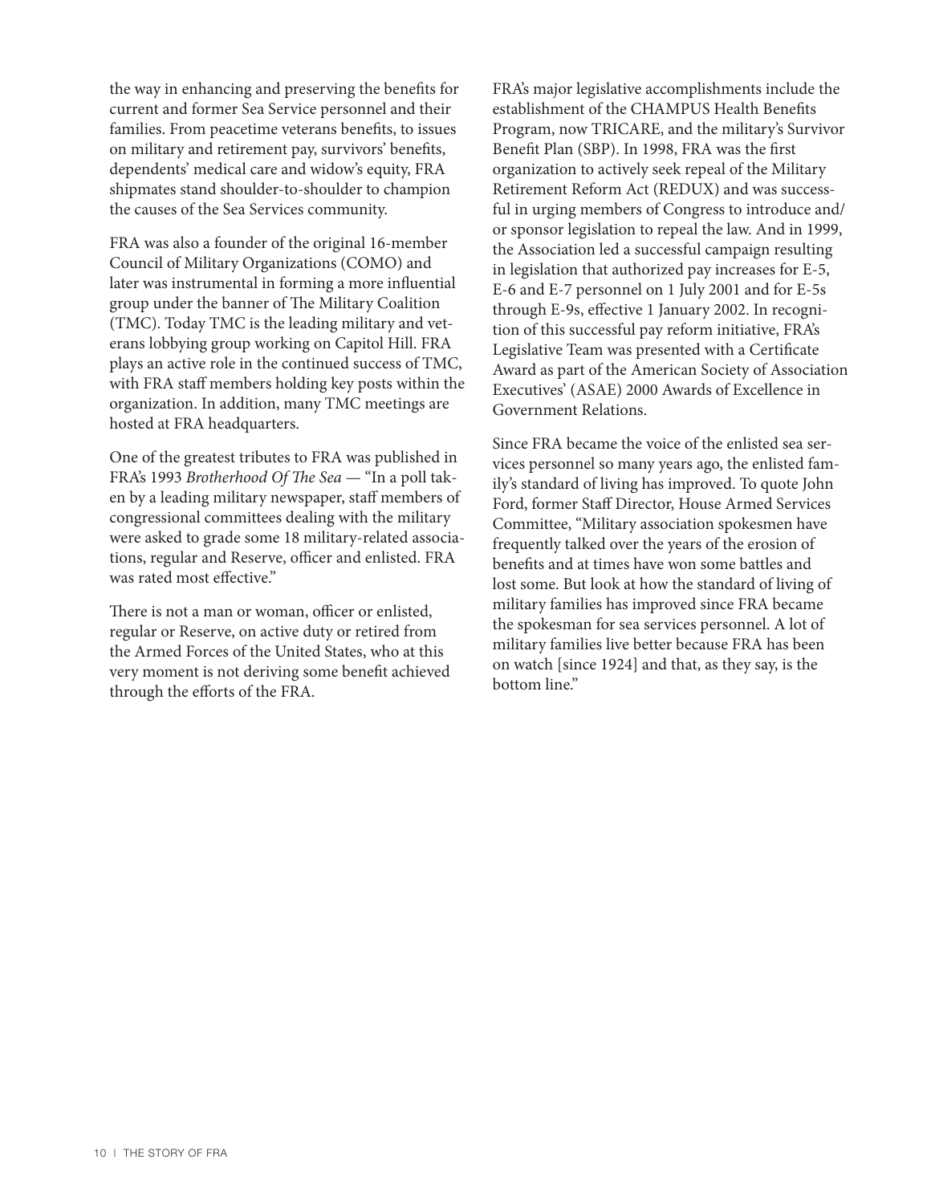the way in enhancing and preserving the benefits for current and former Sea Service personnel and their families. From peacetime veterans benefits, to issues on military and retirement pay, survivors' benefits, dependents' medical care and widow's equity, FRA shipmates stand shoulder-to-shoulder to champion the causes of the Sea Services community.

FRA was also a founder of the original 16-member Council of Military Organizations (COMO) and later was instrumental in forming a more influential group under the banner of The Military Coalition (TMC). Today TMC is the leading military and veterans lobbying group working on Capitol Hill. FRA plays an active role in the continued success of TMC, with FRA staff members holding key posts within the organization. In addition, many TMC meetings are hosted at FRA headquarters.

One of the greatest tributes to FRA was published in FRA's 1993 *Brotherhood Of The Sea* — "In a poll taken by a leading military newspaper, staff members of congressional committees dealing with the military were asked to grade some 18 military-related associations, regular and Reserve, officer and enlisted. FRA was rated most effective."

There is not a man or woman, officer or enlisted, regular or Reserve, on active duty or retired from the Armed Forces of the United States, who at this very moment is not deriving some benefit achieved through the efforts of the FRA.

FRA's major legislative accomplishments include the establishment of the CHAMPUS Health Benefits Program, now TRICARE, and the military's Survivor Benefit Plan (SBP). In 1998, FRA was the first organization to actively seek repeal of the Military Retirement Reform Act (REDUX) and was successful in urging members of Congress to introduce and/or sponsor legislation to repeal the law. And in 1999, the Association led a successful campaign resulting in legislation that authorized pay increases for E-5, E-6 and E-7 personnel on 1 July 2001 and for E-5s through E-9s, effective 1 January 2002. In recognition of this successful pay reform initiative, FRA's Legislative Team was presented with a Certificate Award as part of the American Society of Association Executives' (ASAE) 2000 Awards of Excellence in Government Relations.

Since FRA became the voice of the enlisted sea services personnel so many years ago, the enlisted family's standard of living has improved. To quote John Ford, former Staff Director, House Armed Services Committee, "Military association spokesmen have frequently talked over the years of the erosion of benefits and at times have won some battles and lost some. But look at how the standard of living of military families has improved since FRA became the spokesman for sea services personnel. A lot of military families live better because FRA has been on watch [since 1924] and that, as they say, is the bottom line."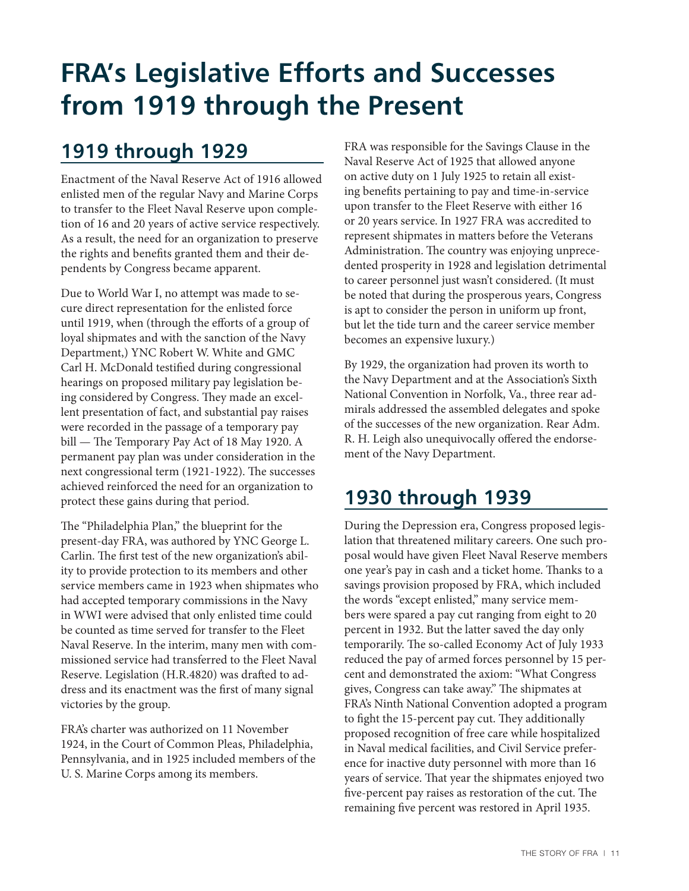# FRA's Legislative Efforts and Successes from 1919 through the Present

## 1919 through 1929

Enactment of the Naval Reserve Act of 1916 allowed enlisted men of the regular Navy and Marine Corps to transfer to the Fleet Naval Reserve upon completion of 16 and 20 years of active service respectively. As a result, the need for an organization to preserve the rights and benefits granted them and their dependents by Congress became apparent.

Due to World War I, no attempt was made to secure direct representation for the enlisted force until 1919, when (through the efforts of a group of loyal shipmates and with the sanction of the Navy Department,) YNC Robert W. White and GMC Carl H. McDonald testified during congressional hearings on proposed military pay legislation being considered by Congress. They made an excellent presentation of fact, and substantial pay raises were recorded in the passage of a temporary pay bill — The Temporary Pay Act of 18 May 1920. A permanent pay plan was under consideration in the next congressional term (1921-1922). The successes achieved reinforced the need for an organization to protect these gains during that period.

The "Philadelphia Plan," the blueprint for the present-day FRA, was authored by YNC George L. Carlin. The first test of the new organization's ability to provide protection to its members and other service members came in 1923 when shipmates who had accepted temporary commissions in the Navy in WWI were advised that only enlisted time could be counted as time served for transfer to the Fleet Naval Reserve. In the interim, many men with commissioned service had transferred to the Fleet Naval Reserve. Legislation (H.R.4820) was drafted to address and its enactment was the first of many signal victories by the group.

FRA's charter was authorized on 11 November 1924, in the Court of Common Pleas, Philadelphia, Pennsylvania, and in 1925 included members of the U. S. Marine Corps among its members.

FRA was responsible for the Savings Clause in the Naval Reserve Act of 1925 that allowed anyone on active duty on 1 July 1925 to retain all existing benefits pertaining to pay and time-in-service upon transfer to the Fleet Reserve with either 16 or 20 years service. In 1927 FRA was accredited to represent shipmates in matters before the Veterans Administration. The country was enjoying unprecedented prosperity in 1928 and legislation detrimental to career personnel just wasn't considered. (It must be noted that during the prosperous years, Congress is apt to consider the person in uniform up front, but let the tide turn and the career service member becomes an expensive luxury.)

By 1929, the organization had proven its worth to the Navy Department and at the Association's Sixth National Convention in Norfolk, Va., three rear admirals addressed the assembled delegates and spoke of the successes of the new organization. Rear Adm. R. H. Leigh also unequivocally offered the endorsement of the Navy Department.

## 1930 through 1939

During the Depression era, Congress proposed legislation that threatened military careers. One such proposal would have given Fleet Naval Reserve members one year's pay in cash and a ticket home. Thanks to a savings provision proposed by FRA, which included the words "except enlisted," many service members were spared a pay cut ranging from eight to 20 percent in 1932. But the latter saved the day only temporarily. The so-called Economy Act of July 1933 reduced the pay of armed forces personnel by 15 percent and demonstrated the axiom: "What Congress gives, Congress can take away." The shipmates at FRA's Ninth National Convention adopted a program to fight the 15-percent pay cut. They additionally proposed recognition of free care while hospitalized in Naval medical facilities, and Civil Service preference for inactive duty personnel with more than 16 years of service. That year the shipmates enjoyed two five-percent pay raises as restoration of the cut. The remaining five percent was restored in April 1935.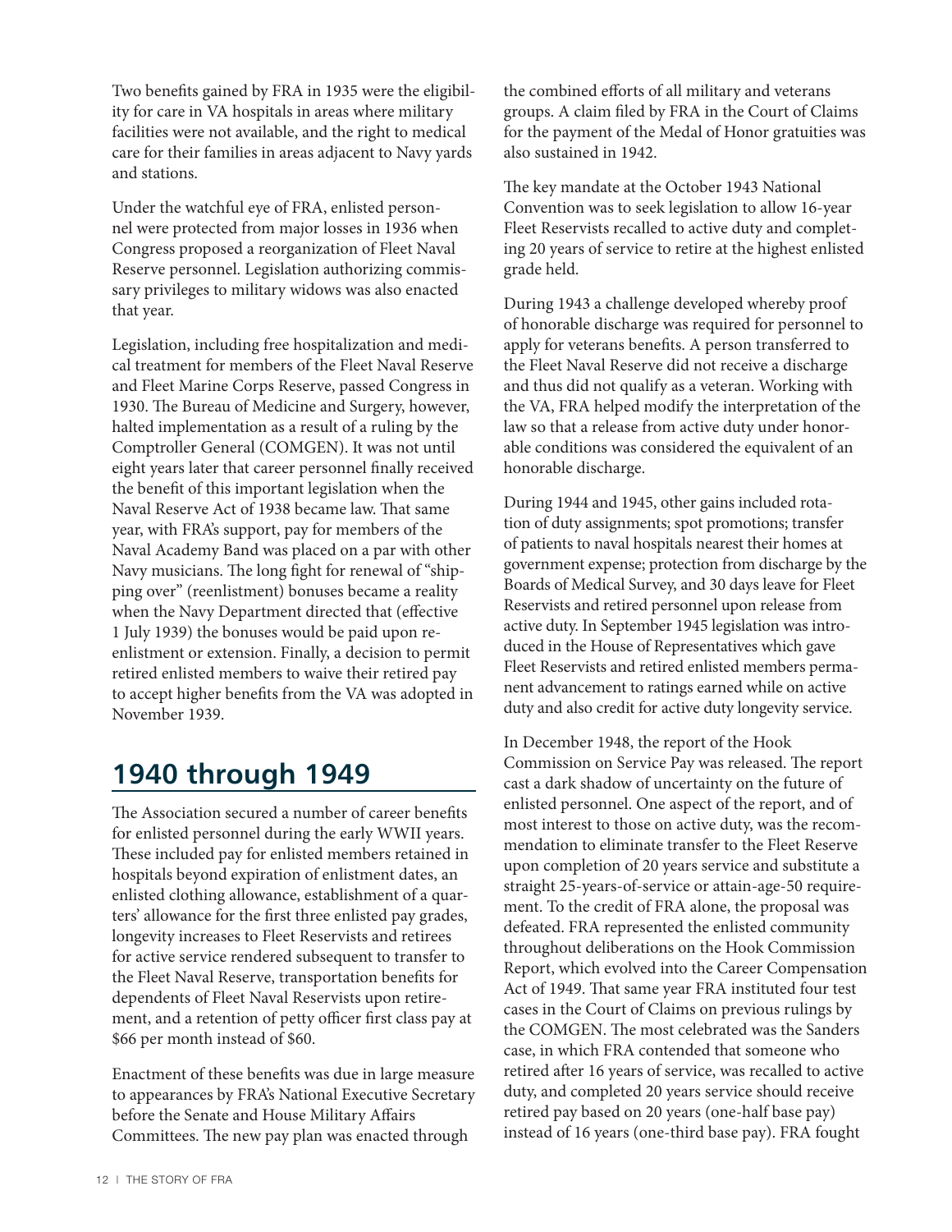Two benefits gained by FRA in 1935 were the eligibility for care in VA hospitals in areas where military facilities were not available, and the right to medical care for their families in areas adjacent to Navy yards and stations.

Under the watchful eye of FRA, enlisted personnel were protected from major losses in 1936 when Congress proposed a reorganization of Fleet Naval Reserve personnel. Legislation authorizing commissary privileges to military widows was also enacted that year.

Legislation, including free hospitalization and medical treatment for members of the Fleet Naval Reserve and Fleet Marine Corps Reserve, passed Congress in 1930. The Bureau of Medicine and Surgery, however, halted implementation as a result of a ruling by the Comptroller General (COMGEN). It was not until eight years later that career personnel finally received the benefit of this important legislation when the Naval Reserve Act of 1938 became law. That same year, with FRA's support, pay for members of the Naval Academy Band was placed on a par with other Navy musicians. The long fight for renewal of "shipping over" (reenlistment) bonuses became a reality when the Navy Department directed that (effective 1 July 1939) the bonuses would be paid upon reenlistment or extension. Finally, a decision to permit retired enlisted members to waive their retired pay to accept higher benefits from the VA was adopted in November 1939.

## 1940 through 1949

The Association secured a number of career benefits for enlisted personnel during the early WWII years. These included pay for enlisted members retained in hospitals beyond expiration of enlistment dates, an enlisted clothing allowance, establishment of a quarters' allowance for the first three enlisted pay grades, longevity increases to Fleet Reservists and retirees for active service rendered subsequent to transfer to the Fleet Naval Reserve, transportation benefits for dependents of Fleet Naval Reservists upon retirement, and a retention of petty officer first class pay at $66 per month instead of $60.

Enactment of these benefits was due in large measure to appearances by FRA's National Executive Secretary before the Senate and House Military Affairs Committees. The new pay plan was enacted through the combined efforts of all military and veterans groups. A claim filed by FRA in the Court of Claims for the payment of the Medal of Honor gratuities was also sustained in 1942.

The key mandate at the October 1943 National Convention was to seek legislation to allow 16-year Fleet Reservists recalled to active duty and completing 20 years of service to retire at the highest enlisted grade held.

During 1943 a challenge developed whereby proof of honorable discharge was required for personnel to apply for veterans benefits. A person transferred to the Fleet Naval Reserve did not receive a discharge and thus did not qualify as a veteran. Working with the VA, FRA helped modify the interpretation of the law so that a release from active duty under honorable conditions was considered the equivalent of an honorable discharge.

During 1944 and 1945, other gains included rotation of duty assignments; spot promotions; transfer of patients to naval hospitals nearest their homes at government expense; protection from discharge by the Boards of Medical Survey, and 30 days leave for Fleet Reservists and retired personnel upon release from active duty. In September 1945 legislation was introduced in the House of Representatives which gave Fleet Reservists and retired enlisted members permanent advancement to ratings earned while on active duty and also credit for active duty longevity service.

In December 1948, the report of the Hook Commission on Service Pay was released. The report cast a dark shadow of uncertainty on the future of enlisted personnel. One aspect of the report, and of most interest to those on active duty, was the recommendation to eliminate transfer to the Fleet Reserve upon completion of 20 years service and substitute a straight 25-years-of-service or attain-age-50 requirement. To the credit of FRA alone, the proposal was defeated. FRA represented the enlisted community throughout deliberations on the Hook Commission Report, which evolved into the Career Compensation Act of 1949. That same year FRA instituted four test cases in the Court of Claims on previous rulings by the COMGEN. The most celebrated was the Sanders case, in which FRA contended that someone who retired after 16 years of service, was recalled to active duty, and completed 20 years service should receive retired pay based on 20 years (one-half base pay) instead of 16 years (one-third base pay). FRA fought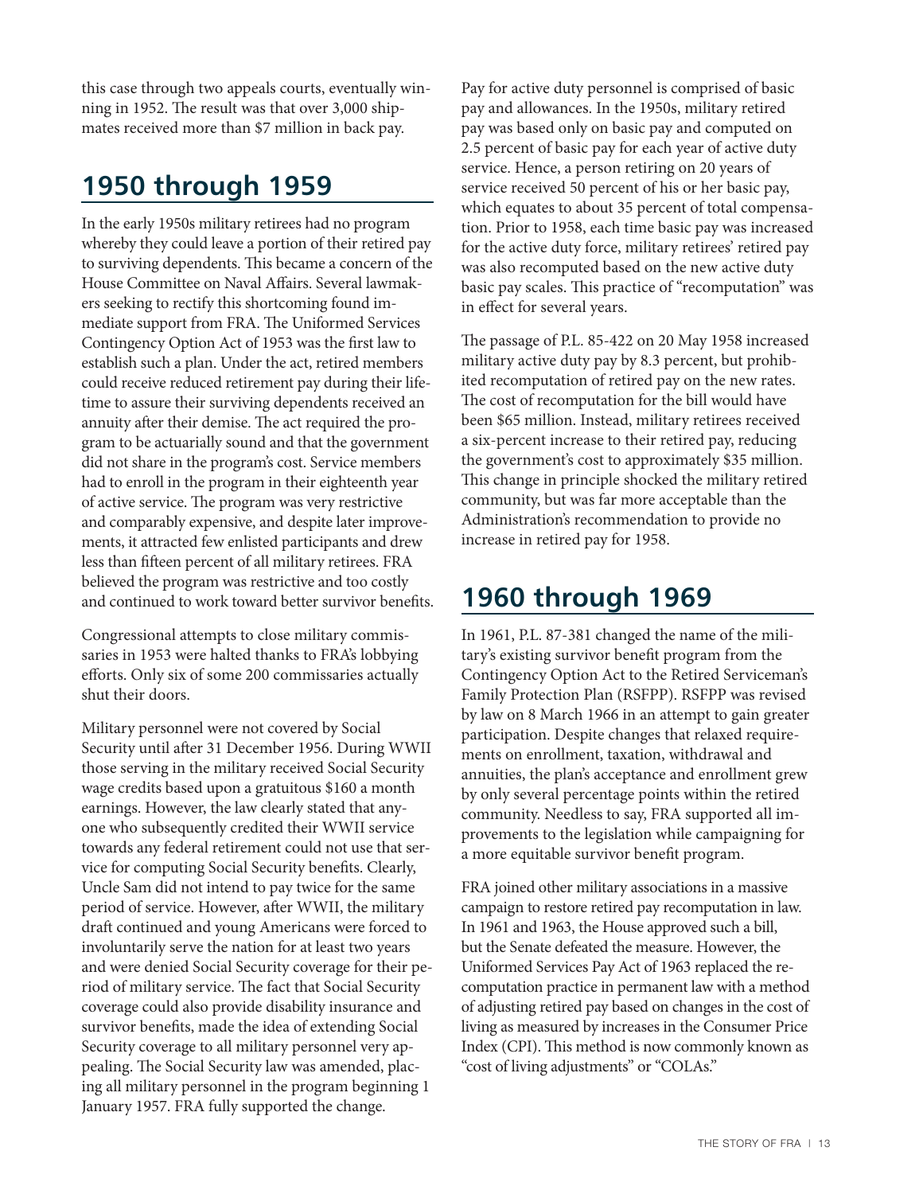this case through two appeals courts, eventually winning in 1952. The result was that over 3,000 shipmates received more than $7 million in back pay.

## 1950 through 1959

In the early 1950s military retirees had no program whereby they could leave a portion of their retired pay to surviving dependents. This became a concern of the House Committee on Naval Affairs. Several lawmakers seeking to rectify this shortcoming found immediate support from FRA. The Uniformed Services Contingency Option Act of 1953 was the first law to establish such a plan. Under the act, retired members could receive reduced retirement pay during their lifetime to assure their surviving dependents received an annuity after their demise. The act required the program to be actuarially sound and that the government did not share in the program's cost. Service members had to enroll in the program in their eighteenth year of active service. The program was very restrictive and comparably expensive, and despite later improvements, it attracted few enlisted participants and drew less than fifteen percent of all military retirees. FRA believed the program was restrictive and too costly and continued to work toward better survivor benefits.

Congressional attempts to close military commissaries in 1953 were halted thanks to FRA's lobbying efforts. Only six of some 200 commissaries actually shut their doors.

Military personnel were not covered by Social Security until after 31 December 1956. During WWII those serving in the military received Social Security wage credits based upon a gratuitous $160 a month earnings. However, the law clearly stated that anyone who subsequently credited their WWII service towards any federal retirement could not use that service for computing Social Security benefits. Clearly, Uncle Sam did not intend to pay twice for the same period of service. However, after WWII, the military draft continued and young Americans were forced to involuntarily serve the nation for at least two years and were denied Social Security coverage for their period of military service. The fact that Social Security coverage could also provide disability insurance and survivor benefits, made the idea of extending Social Security coverage to all military personnel very appealing. The Social Security law was amended, placing all military personnel in the program beginning 1 January 1957. FRA fully supported the change.

Pay for active duty personnel is comprised of basic pay and allowances. In the 1950s, military retired pay was based only on basic pay and computed on 2.5 percent of basic pay for each year of active duty service. Hence, a person retiring on 20 years of service received 50 percent of his or her basic pay, which equates to about 35 percent of total compensation. Prior to 1958, each time basic pay was increased for the active duty force, military retirees' retired pay was also recomputed based on the new active duty basic pay scales. This practice of "recomputation" was in effect for several years.

The passage of P.L. 85-422 on 20 May 1958 increased military active duty pay by 8.3 percent, but prohibited recomputation of retired pay on the new rates. The cost of recomputation for the bill would have been $65 million. Instead, military retirees received a six-percent increase to their retired pay, reducing the government's cost to approximately $35 million. This change in principle shocked the military retired community, but was far more acceptable than the Administration's recommendation to provide no increase in retired pay for 1958.

## 1960 through 1969

In 1961, P.L. 87-381 changed the name of the military's existing survivor benefit program from the Contingency Option Act to the Retired Serviceman's Family Protection Plan (RSFPP). RSFPP was revised by law on 8 March 1966 in an attempt to gain greater participation. Despite changes that relaxed requirements on enrollment, taxation, withdrawal and annuities, the plan's acceptance and enrollment grew by only several percentage points within the retired community. Needless to say, FRA supported all improvements to the legislation while campaigning for a more equitable survivor benefit program.

FRA joined other military associations in a massive campaign to restore retired pay recomputation in law. In 1961 and 1963, the House approved such a bill, but the Senate defeated the measure. However, the Uniformed Services Pay Act of 1963 replaced the recomputation practice in permanent law with a method of adjusting retired pay based on changes in the cost of living as measured by increases in the Consumer Price Index (CPI). This method is now commonly known as "cost of living adjustments" or "COLAs."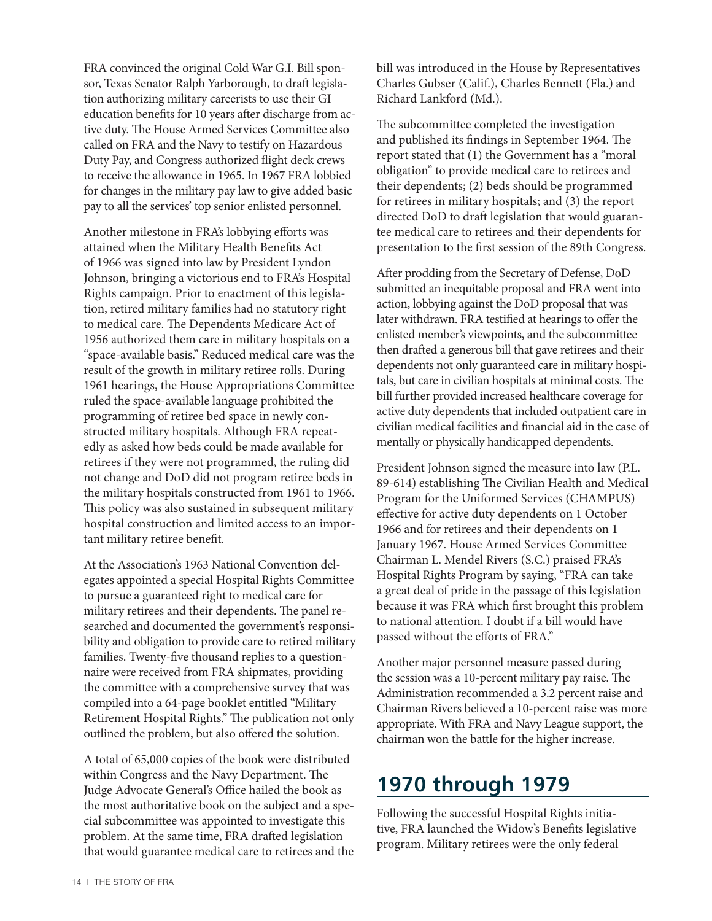FRA convinced the original Cold War G.I. Bill sponsor, Texas Senator Ralph Yarborough, to draft legislation authorizing military careerists to use their GI education benefits for 10 years after discharge from active duty. The House Armed Services Committee also called on FRA and the Navy to testify on Hazardous Duty Pay, and Congress authorized flight deck crews to receive the allowance in 1965. In 1967 FRA lobbied for changes in the military pay law to give added basic pay to all the services' top senior enlisted personnel.

Another milestone in FRA's lobbying efforts was attained when the Military Health Benefits Act of 1966 was signed into law by President Lyndon Johnson, bringing a victorious end to FRA's Hospital Rights campaign. Prior to enactment of this legislation, retired military families had no statutory right to medical care. The Dependents Medicare Act of 1956 authorized them care in military hospitals on a "space-available basis." Reduced medical care was the result of the growth in military retiree rolls. During 1961 hearings, the House Appropriations Committee ruled the space-available language prohibited the programming of retiree bed space in newly constructed military hospitals. Although FRA repeatedly as asked how beds could be made available for retirees if they were not programmed, the ruling did not change and DoD did not program retiree beds in the military hospitals constructed from 1961 to 1966. This policy was also sustained in subsequent military hospital construction and limited access to an important military retiree benefit.

At the Association's 1963 National Convention delegates appointed a special Hospital Rights Committee to pursue a guaranteed right to medical care for military retirees and their dependents. The panel researched and documented the government's responsibility and obligation to provide care to retired military families. Twenty-five thousand replies to a questionnaire were received from FRA shipmates, providing the committee with a comprehensive survey that was compiled into a 64-page booklet entitled "Military Retirement Hospital Rights." The publication not only outlined the problem, but also offered the solution.

A total of 65,000 copies of the book were distributed within Congress and the Navy Department. The Judge Advocate General's Office hailed the book as the most authoritative book on the subject and a special subcommittee was appointed to investigate this problem. At the same time, FRA drafted legislation that would guarantee medical care to retirees and the bill was introduced in the House by Representatives Charles Gubser (Calif.), Charles Bennett (Fla.) and Richard Lankford (Md.).

The subcommittee completed the investigation and published its findings in September 1964. The report stated that (1) the Government has a "moral obligation" to provide medical care to retirees and their dependents; (2) beds should be programmed for retirees in military hospitals; and (3) the report directed DoD to draft legislation that would guarantee medical care to retirees and their dependents for presentation to the first session of the 89th Congress.

After prodding from the Secretary of Defense, DoD submitted an inequitable proposal and FRA went into action, lobbying against the DoD proposal that was later withdrawn. FRA testified at hearings to offer the enlisted member's viewpoints, and the subcommittee then drafted a generous bill that gave retirees and their dependents not only guaranteed care in military hospitals, but care in civilian hospitals at minimal costs. The bill further provided increased healthcare coverage for active duty dependents that included outpatient care in civilian medical facilities and financial aid in the case of mentally or physically handicapped dependents.

President Johnson signed the measure into law (P.L. 89-614) establishing The Civilian Health and Medical Program for the Uniformed Services (CHAMPUS) effective for active duty dependents on 1 October 1966 and for retirees and their dependents on 1 January 1967. House Armed Services Committee Chairman L. Mendel Rivers (S.C.) praised FRA's Hospital Rights Program by saying, "FRA can take a great deal of pride in the passage of this legislation because it was FRA which first brought this problem to national attention. I doubt if a bill would have passed without the efforts of FRA."

Another major personnel measure passed during the session was a 10-percent military pay raise. The Administration recommended a 3.2 percent raise and Chairman Rivers believed a 10-percent raise was more appropriate. With FRA and Navy League support, the chairman won the battle for the higher increase.

## 1970 through 1979

Following the successful Hospital Rights initiative, FRA launched the Widow's Benefits legislative program. Military retirees were the only federal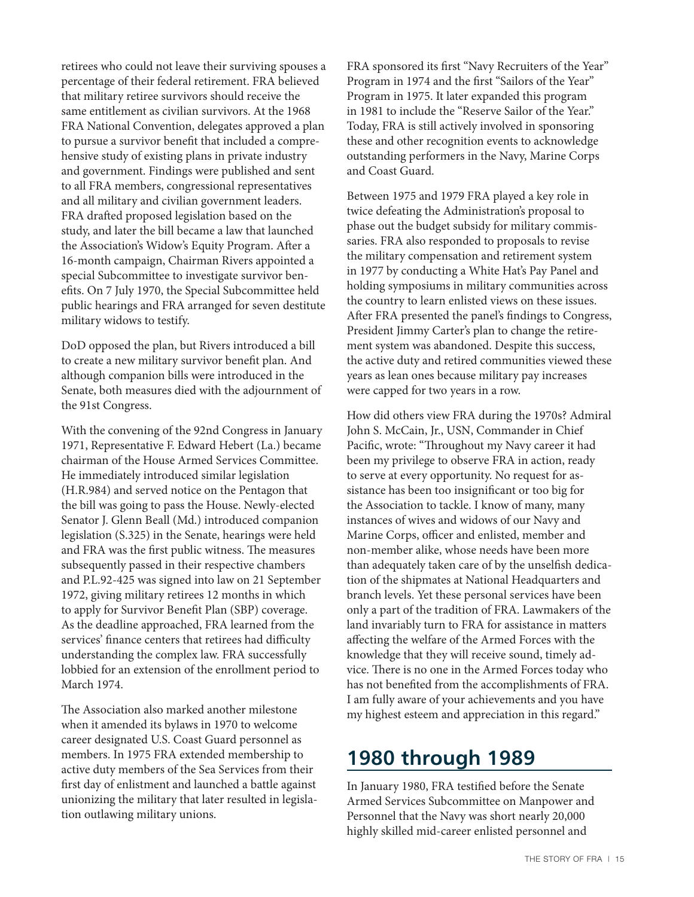retirees who could not leave their surviving spouses a percentage of their federal retirement. FRA believed that military retiree survivors should receive the same entitlement as civilian survivors. At the 1968 FRA National Convention, delegates approved a plan to pursue a survivor benefit that included a comprehensive study of existing plans in private industry and government. Findings were published and sent to all FRA members, congressional representatives and all military and civilian government leaders. FRA drafted proposed legislation based on the study, and later the bill became a law that launched the Association's Widow's Equity Program. After a 16-month campaign, Chairman Rivers appointed a special Subcommittee to investigate survivor benefits. On 7 July 1970, the Special Subcommittee held public hearings and FRA arranged for seven destitute military widows to testify.

DoD opposed the plan, but Rivers introduced a bill to create a new military survivor benefit plan. And although companion bills were introduced in the Senate, both measures died with the adjournment of the 91st Congress.

With the convening of the 92nd Congress in January 1971, Representative F. Edward Hebert (La.) became chairman of the House Armed Services Committee. He immediately introduced similar legislation (H.R.984) and served notice on the Pentagon that the bill was going to pass the House. Newly-elected Senator J. Glenn Beall (Md.) introduced companion legislation (S.325) in the Senate, hearings were held and FRA was the first public witness. The measures subsequently passed in their respective chambers and P.L.92-425 was signed into law on 21 September 1972, giving military retirees 12 months in which to apply for Survivor Benefit Plan (SBP) coverage. As the deadline approached, FRA learned from the services' finance centers that retirees had difficulty understanding the complex law. FRA successfully lobbied for an extension of the enrollment period to March 1974.

The Association also marked another milestone when it amended its bylaws in 1970 to welcome career designated U.S. Coast Guard personnel as members. In 1975 FRA extended membership to active duty members of the Sea Services from their first day of enlistment and launched a battle against unionizing the military that later resulted in legislation outlawing military unions.

FRA sponsored its first "Navy Recruiters of the Year" Program in 1974 and the first "Sailors of the Year" Program in 1975. It later expanded this program in 1981 to include the "Reserve Sailor of the Year." Today, FRA is still actively involved in sponsoring these and other recognition events to acknowledge outstanding performers in the Navy, Marine Corps and Coast Guard.

Between 1975 and 1979 FRA played a key role in twice defeating the Administration's proposal to phase out the budget subsidy for military commissaries. FRA also responded to proposals to revise the military compensation and retirement system in 1977 by conducting a White Hat's Pay Panel and holding symposiums in military communities across the country to learn enlisted views on these issues. After FRA presented the panel's findings to Congress, President Jimmy Carter's plan to change the retirement system was abandoned. Despite this success, the active duty and retired communities viewed these years as lean ones because military pay increases were capped for two years in a row.

How did others view FRA during the 1970s? Admiral John S. McCain, Jr., USN, Commander in Chief Pacific, wrote: "Throughout my Navy career it had been my privilege to observe FRA in action, ready to serve at every opportunity. No request for assistance has been too insignificant or too big for the Association to tackle. I know of many, many instances of wives and widows of our Navy and Marine Corps, officer and enlisted, member and non-member alike, whose needs have been more than adequately taken care of by the unselfish dedication of the shipmates at National Headquarters and branch levels. Yet these personal services have been only a part of the tradition of FRA. Lawmakers of the land invariably turn to FRA for assistance in matters affecting the welfare of the Armed Forces with the knowledge that they will receive sound, timely advice. There is no one in the Armed Forces today who has not benefited from the accomplishments of FRA. I am fully aware of your achievements and you have my highest esteem and appreciation in this regard."

## 1980 through 1989

In January 1980, FRA testified before the Senate Armed Services Subcommittee on Manpower and Personnel that the Navy was short nearly 20,000 highly skilled mid-career enlisted personnel and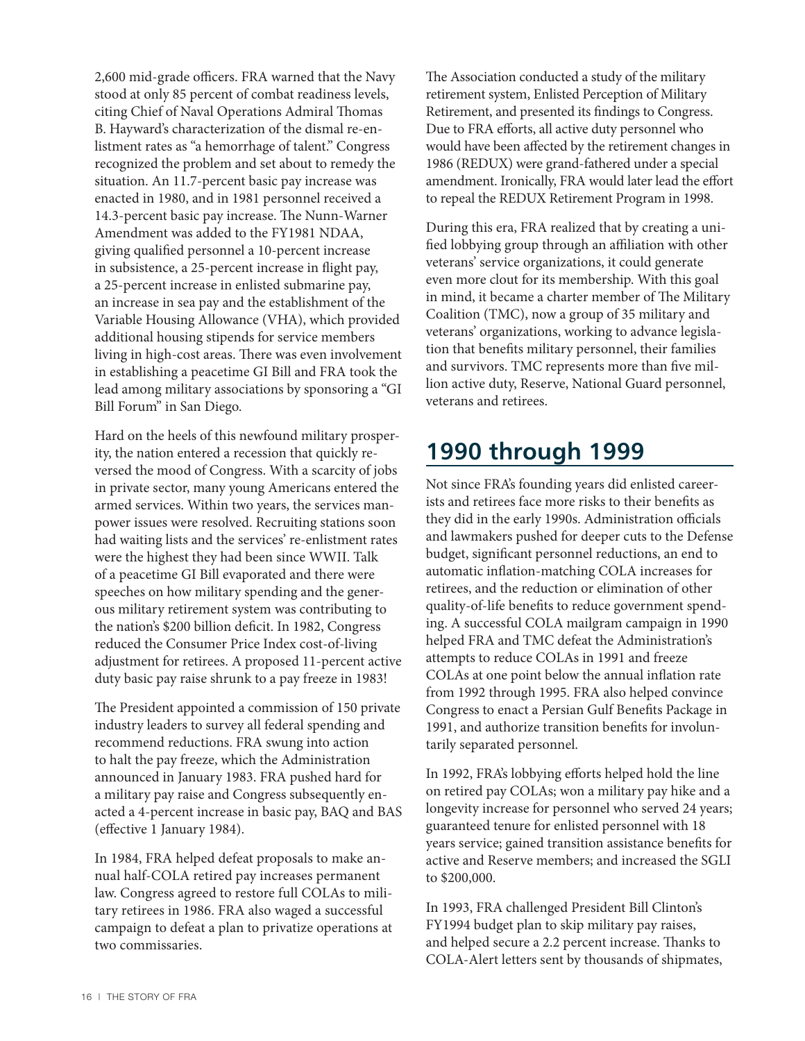2,600 mid-grade officers. FRA warned that the Navy stood at only 85 percent of combat readiness levels, citing Chief of Naval Operations Admiral Thomas B. Hayward's characterization of the dismal re-enlistment rates as "a hemorrhage of talent." Congress recognized the problem and set about to remedy the situation. An 11.7-percent basic pay increase was enacted in 1980, and in 1981 personnel received a 14.3-percent basic pay increase. The Nunn-Warner Amendment was added to the FY1981 NDAA, giving qualified personnel a 10-percent increase in subsistence, a 25-percent increase in flight pay, a 25-percent increase in enlisted submarine pay, an increase in sea pay and the establishment of the Variable Housing Allowance (VHA), which provided additional housing stipends for service members living in high-cost areas. There was even involvement in establishing a peacetime GI Bill and FRA took the lead among military associations by sponsoring a "GI Bill Forum" in San Diego.

Hard on the heels of this newfound military prosperity, the nation entered a recession that quickly reversed the mood of Congress. With a scarcity of jobs in private sector, many young Americans entered the armed services. Within two years, the services manpower issues were resolved. Recruiting stations soon had waiting lists and the services' re-enlistment rates were the highest they had been since WWII. Talk of a peacetime GI Bill evaporated and there were speeches on how military spending and the generous military retirement system was contributing to the nation's $200 billion deficit. In 1982, Congress reduced the Consumer Price Index cost-of-living adjustment for retirees. A proposed 11-percent active duty basic pay raise shrunk to a pay freeze in 1983!

The President appointed a commission of 150 private industry leaders to survey all federal spending and recommend reductions. FRA swung into action to halt the pay freeze, which the Administration announced in January 1983. FRA pushed hard for a military pay raise and Congress subsequently enacted a 4-percent increase in basic pay, BAQ and BAS (effective 1 January 1984).

In 1984, FRA helped defeat proposals to make annual half-COLA retired pay increases permanent law. Congress agreed to restore full COLAs to military retirees in 1986. FRA also waged a successful campaign to defeat a plan to privatize operations at two commissaries.

The Association conducted a study of the military retirement system, Enlisted Perception of Military Retirement, and presented its findings to Congress. Due to FRA efforts, all active duty personnel who would have been affected by the retirement changes in 1986 (REDUX) were grand-fathered under a special amendment. Ironically, FRA would later lead the effort to repeal the REDUX Retirement Program in 1998.

During this era, FRA realized that by creating a unified lobbying group through an affiliation with other veterans' service organizations, it could generate even more clout for its membership. With this goal in mind, it became a charter member of The Military Coalition (TMC), now a group of 35 military and veterans' organizations, working to advance legislation that benefits military personnel, their families and survivors. TMC represents more than five million active duty, Reserve, National Guard personnel, veterans and retirees.

## 1990 through 1999

Not since FRA's founding years did enlisted careerists and retirees face more risks to their benefits as they did in the early 1990s. Administration officials and lawmakers pushed for deeper cuts to the Defense budget, significant personnel reductions, an end to automatic inflation-matching COLA increases for retirees, and the reduction or elimination of other quality-of-life benefits to reduce government spending. A successful COLA mailgram campaign in 1990 helped FRA and TMC defeat the Administration's attempts to reduce COLAs in 1991 and freeze COLAs at one point below the annual inflation rate from 1992 through 1995. FRA also helped convince Congress to enact a Persian Gulf Benefits Package in 1991, and authorize transition benefits for involuntarily separated personnel.

In 1992, FRA's lobbying efforts helped hold the line on retired pay COLAs; won a military pay hike and a longevity increase for personnel who served 24 years; guaranteed tenure for enlisted personnel with 18 years service; gained transition assistance benefits for active and Reserve members; and increased the SGLI to $200,000.

In 1993, FRA challenged President Bill Clinton's FY1994 budget plan to skip military pay raises, and helped secure a 2.2 percent increase. Thanks to COLA-Alert letters sent by thousands of shipmates,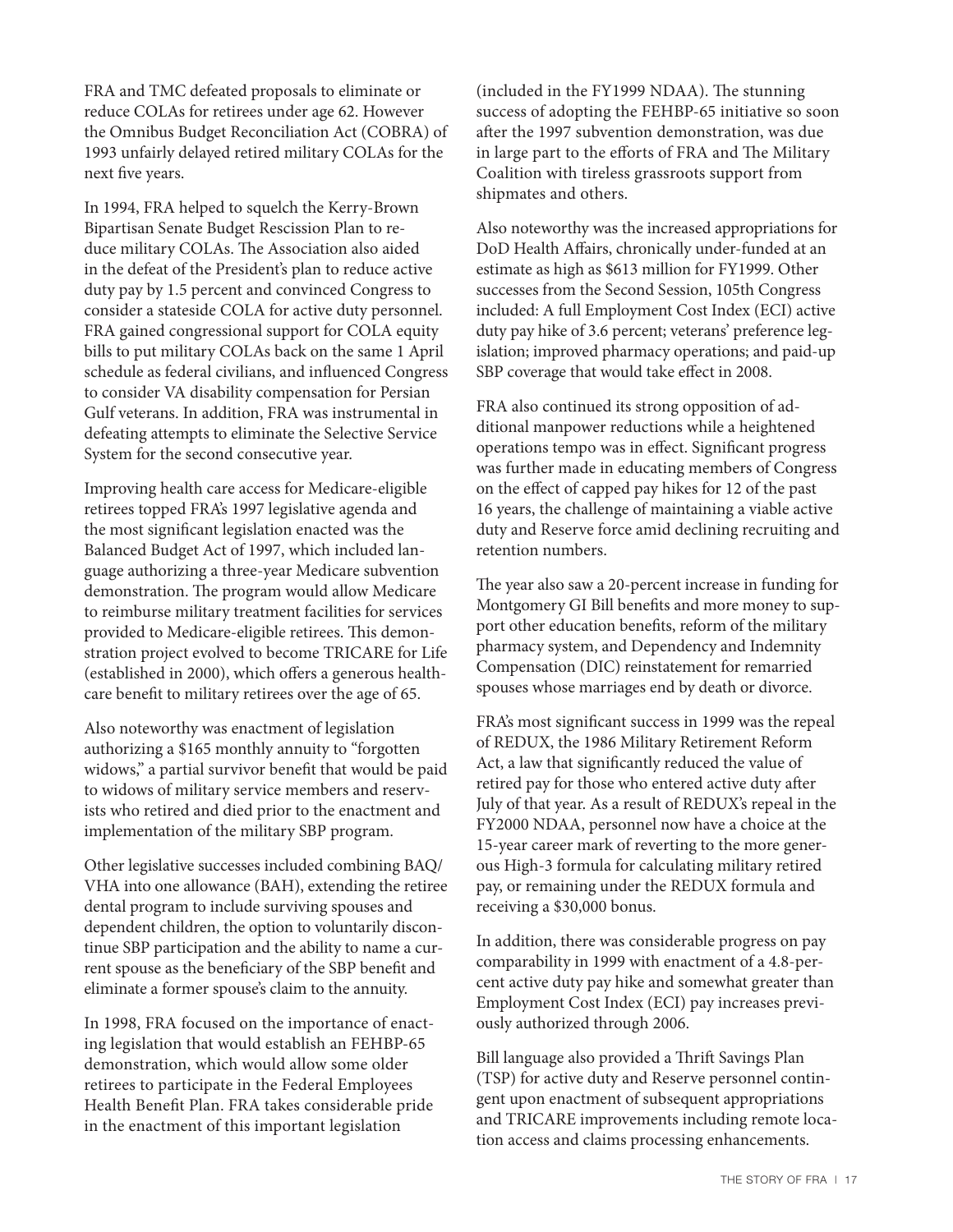FRA and TMC defeated proposals to eliminate or reduce COLAs for retirees under age 62. However the Omnibus Budget Reconciliation Act (COBRA) of 1993 unfairly delayed retired military COLAs for the next five years.

In 1994, FRA helped to squelch the Kerry-Brown Bipartisan Senate Budget Rescission Plan to reduce military COLAs. The Association also aided in the defeat of the President's plan to reduce active duty pay by 1.5 percent and convinced Congress to consider a stateside COLA for active duty personnel. FRA gained congressional support for COLA equity bills to put military COLAs back on the same 1 April schedule as federal civilians, and influenced Congress to consider VA disability compensation for Persian Gulf veterans. In addition, FRA was instrumental in defeating attempts to eliminate the Selective Service System for the second consecutive year.

Improving health care access for Medicare-eligible retirees topped FRA's 1997 legislative agenda and the most significant legislation enacted was the Balanced Budget Act of 1997, which included language authorizing a three-year Medicare subvention demonstration. The program would allow Medicare to reimburse military treatment facilities for services provided to Medicare-eligible retirees. This demonstration project evolved to become TRICARE for Life (established in 2000), which offers a generous healthcare benefit to military retirees over the age of 65.

Also noteworthy was enactment of legislation authorizing a $165 monthly annuity to "forgotten widows," a partial survivor benefit that would be paid to widows of military service members and reservists who retired and died prior to the enactment and implementation of the military SBP program.

Other legislative successes included combining BAQ/VHA into one allowance (BAH), extending the retiree dental program to include surviving spouses and dependent children, the option to voluntarily discontinue SBP participation and the ability to name a current spouse as the beneficiary of the SBP benefit and eliminate a former spouse's claim to the annuity.

In 1998, FRA focused on the importance of enacting legislation that would establish an FEHBP-65 demonstration, which would allow some older retirees to participate in the Federal Employees Health Benefit Plan. FRA takes considerable pride in the enactment of this important legislation (included in the FY1999 NDAA). The stunning success of adopting the FEHBP-65 initiative so soon after the 1997 subvention demonstration, was due in large part to the efforts of FRA and The Military Coalition with tireless grassroots support from shipmates and others.

Also noteworthy was the increased appropriations for DoD Health Affairs, chronically under-funded at an estimate as high as $613 million for FY1999. Other successes from the Second Session, 105th Congress included: A full Employment Cost Index (ECI) active duty pay hike of 3.6 percent; veterans' preference legislation; improved pharmacy operations; and paid-up SBP coverage that would take effect in 2008.

FRA also continued its strong opposition of additional manpower reductions while a heightened operations tempo was in effect. Significant progress was further made in educating members of Congress on the effect of capped pay hikes for 12 of the past 16 years, the challenge of maintaining a viable active duty and Reserve force amid declining recruiting and retention numbers.

The year also saw a 20-percent increase in funding for Montgomery GI Bill benefits and more money to support other education benefits, reform of the military pharmacy system, and Dependency and Indemnity Compensation (DIC) reinstatement for remarried spouses whose marriages end by death or divorce.

FRA's most significant success in 1999 was the repeal of REDUX, the 1986 Military Retirement Reform Act, a law that significantly reduced the value of retired pay for those who entered active duty after July of that year. As a result of REDUX's repeal in the FY2000 NDAA, personnel now have a choice at the 15-year career mark of reverting to the more generous High-3 formula for calculating military retired pay, or remaining under the REDUX formula and receiving a $30,000 bonus.

In addition, there was considerable progress on pay comparability in 1999 with enactment of a 4.8-percent active duty pay hike and somewhat greater than Employment Cost Index (ECI) pay increases previously authorized through 2006.

Bill language also provided a Thrift Savings Plan (TSP) for active duty and Reserve personnel contingent upon enactment of subsequent appropriations and TRICARE improvements including remote location access and claims processing enhancements.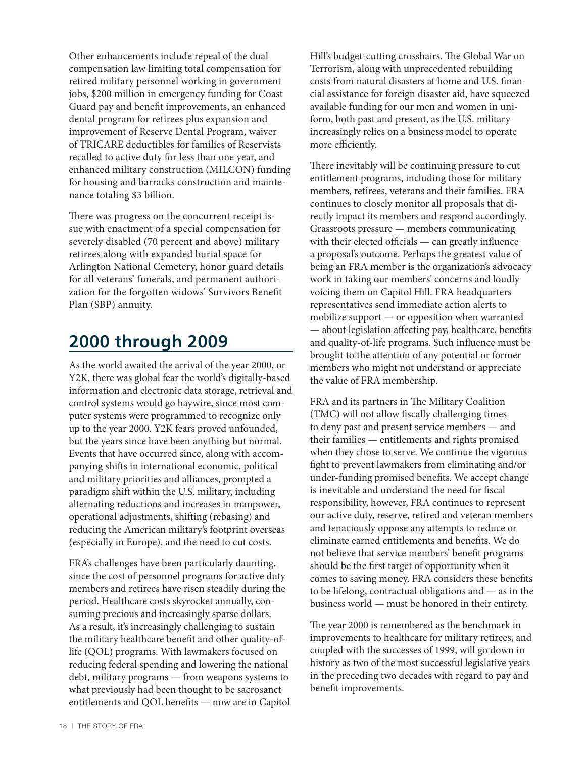Other enhancements include repeal of the dual compensation law limiting total compensation for retired military personnel working in government jobs, $200 million in emergency funding for Coast Guard pay and benefit improvements, an enhanced dental program for retirees plus expansion and improvement of Reserve Dental Program, waiver of TRICARE deductibles for families of Reservists recalled to active duty for less than one year, and enhanced military construction (MILCON) funding for housing and barracks construction and maintenance totaling $3 billion.

There was progress on the concurrent receipt issue with enactment of a special compensation for severely disabled (70 percent and above) military retirees along with expanded burial space for Arlington National Cemetery, honor guard details for all veterans' funerals, and permanent authorization for the forgotten widows' Survivors Benefit Plan (SBP) annuity.

## 2000 through 2009

As the world awaited the arrival of the year 2000, or Y2K, there was global fear the world's digitally-based information and electronic data storage, retrieval and control systems would go haywire, since most computer systems were programmed to recognize only up to the year 2000. Y2K fears proved unfounded, but the years since have been anything but normal. Events that have occurred since, along with accompanying shifts in international economic, political and military priorities and alliances, prompted a paradigm shift within the U.S. military, including alternating reductions and increases in manpower, operational adjustments, shifting (rebasing) and reducing the American military's footprint overseas (especially in Europe), and the need to cut costs.

FRA's challenges have been particularly daunting, since the cost of personnel programs for active duty members and retirees have risen steadily during the period. Healthcare costs skyrocket annually, consuming precious and increasingly sparse dollars. As a result, it's increasingly challenging to sustain the military healthcare benefit and other quality-of-life (QOL) programs. With lawmakers focused on reducing federal spending and lowering the national debt, military programs — from weapons systems to what previously had been thought to be sacrosanct entitlements and QOL benefits — now are in Capitol Hill's budget-cutting crosshairs. The Global War on Terrorism, along with unprecedented rebuilding costs from natural disasters at home and U.S. financial assistance for foreign disaster aid, have squeezed available funding for our men and women in uniform, both past and present, as the U.S. military increasingly relies on a business model to operate more efficiently.

There inevitably will be continuing pressure to cut entitlement programs, including those for military members, retirees, veterans and their families. FRA continues to closely monitor all proposals that directly impact its members and respond accordingly. Grassroots pressure — members communicating with their elected officials — can greatly influence a proposal's outcome. Perhaps the greatest value of being an FRA member is the organization's advocacy work in taking our members' concerns and loudly voicing them on Capitol Hill. FRA headquarters representatives send immediate action alerts to mobilize support — or opposition when warranted — about legislation affecting pay, healthcare, benefits and quality-of-life programs. Such influence must be brought to the attention of any potential or former members who might not understand or appreciate the value of FRA membership.

FRA and its partners in The Military Coalition (TMC) will not allow fiscally challenging times to deny past and present service members — and their families — entitlements and rights promised when they chose to serve. We continue the vigorous fight to prevent lawmakers from eliminating and/or under-funding promised benefits. We accept change is inevitable and understand the need for fiscal responsibility, however, FRA continues to represent our active duty, reserve, retired and veteran members and tenaciously oppose any attempts to reduce or eliminate earned entitlements and benefits. We do not believe that service members' benefit programs should be the first target of opportunity when it comes to saving money. FRA considers these benefits to be lifelong, contractual obligations and — as in the business world — must be honored in their entirety.

The year 2000 is remembered as the benchmark in improvements to healthcare for military retirees, and coupled with the successes of 1999, will go down in history as two of the most successful legislative years in the preceding two decades with regard to pay and benefit improvements.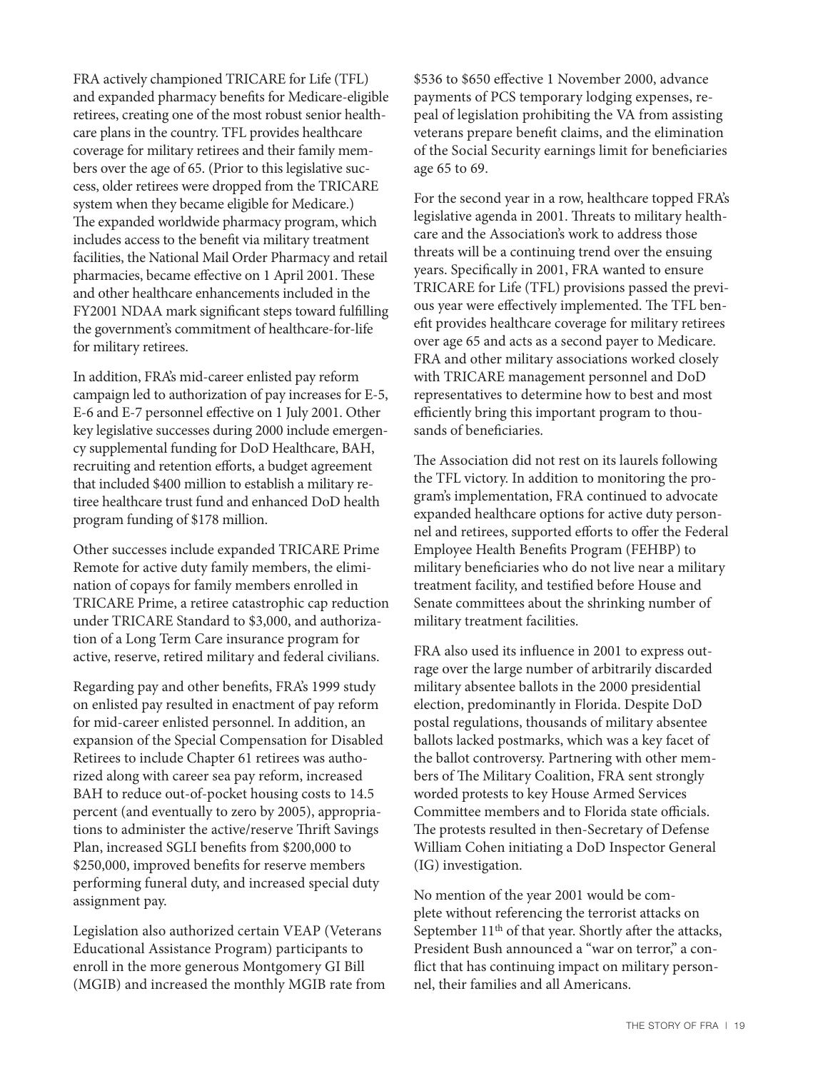FRA actively championed TRICARE for Life (TFL) and expanded pharmacy benefits for Medicare-eligible retirees, creating one of the most robust senior healthcare plans in the country. TFL provides healthcare coverage for military retirees and their family members over the age of 65. (Prior to this legislative success, older retirees were dropped from the TRICARE system when they became eligible for Medicare.) The expanded worldwide pharmacy program, which includes access to the benefit via military treatment facilities, the National Mail Order Pharmacy and retail pharmacies, became effective on 1 April 2001. These and other healthcare enhancements included in the FY2001 NDAA mark significant steps toward fulfilling the government's commitment of healthcare-for-life for military retirees.

In addition, FRA's mid-career enlisted pay reform campaign led to authorization of pay increases for E-5, E-6 and E-7 personnel effective on 1 July 2001. Other key legislative successes during 2000 include emergency supplemental funding for DoD Healthcare, BAH, recruiting and retention efforts, a budget agreement that included $400 million to establish a military retiree healthcare trust fund and enhanced DoD health program funding of $178 million.

Other successes include expanded TRICARE Prime Remote for active duty family members, the elimination of copays for family members enrolled in TRICARE Prime, a retiree catastrophic cap reduction under TRICARE Standard to $3,000, and authorization of a Long Term Care insurance program for active, reserve, retired military and federal civilians.

Regarding pay and other benefits, FRA's 1999 study on enlisted pay resulted in enactment of pay reform for mid-career enlisted personnel. In addition, an expansion of the Special Compensation for Disabled Retirees to include Chapter 61 retirees was authorized along with career sea pay reform, increased BAH to reduce out-of-pocket housing costs to 14.5 percent (and eventually to zero by 2005), appropriations to administer the active/reserve Thrift Savings Plan, increased SGLI benefits from $200,000 to $250,000, improved benefits for reserve members performing funeral duty, and increased special duty assignment pay.

Legislation also authorized certain VEAP (Veterans Educational Assistance Program) participants to enroll in the more generous Montgomery GI Bill (MGIB) and increased the monthly MGIB rate from $536 to $650 effective 1 November 2000, advance payments of PCS temporary lodging expenses, repeal of legislation prohibiting the VA from assisting veterans prepare benefit claims, and the elimination of the Social Security earnings limit for beneficiaries age 65 to 69.

For the second year in a row, healthcare topped FRA's legislative agenda in 2001. Threats to military healthcare and the Association's work to address those threats will be a continuing trend over the ensuing years. Specifically in 2001, FRA wanted to ensure TRICARE for Life (TFL) provisions passed the previous year were effectively implemented. The TFL benefit provides healthcare coverage for military retirees over age 65 and acts as a second payer to Medicare. FRA and other military associations worked closely with TRICARE management personnel and DoD representatives to determine how to best and most efficiently bring this important program to thousands of beneficiaries.

The Association did not rest on its laurels following the TFL victory. In addition to monitoring the program's implementation, FRA continued to advocate expanded healthcare options for active duty personnel and retirees, supported efforts to offer the Federal Employee Health Benefits Program (FEHBP) to military beneficiaries who do not live near a military treatment facility, and testified before House and Senate committees about the shrinking number of military treatment facilities.

FRA also used its influence in 2001 to express outrage over the large number of arbitrarily discarded military absentee ballots in the 2000 presidential election, predominantly in Florida. Despite DoD postal regulations, thousands of military absentee ballots lacked postmarks, which was a key facet of the ballot controversy. Partnering with other members of The Military Coalition, FRA sent strongly worded protests to key House Armed Services Committee members and to Florida state officials. The protests resulted in then-Secretary of Defense William Cohen initiating a DoD Inspector General (IG) investigation.

No mention of the year 2001 would be complete without referencing the terrorist attacks on September 11th of that year. Shortly after the attacks, President Bush announced a "war on terror," a conflict that has continuing impact on military personnel, their families and all Americans.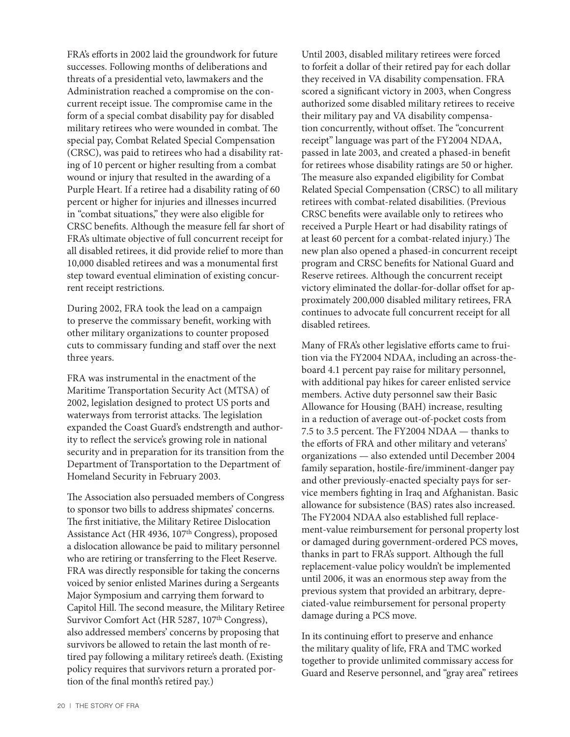FRA's efforts in 2002 laid the groundwork for future successes. Following months of deliberations and threats of a presidential veto, lawmakers and the Administration reached a compromise on the concurrent receipt issue. The compromise came in the form of a special combat disability pay for disabled military retirees who were wounded in combat. The special pay, Combat Related Special Compensation (CRSC), was paid to retirees who had a disability rating of 10 percent or higher resulting from a combat wound or injury that resulted in the awarding of a Purple Heart. If a retiree had a disability rating of 60 percent or higher for injuries and illnesses incurred in "combat situations," they were also eligible for CRSC benefits. Although the measure fell far short of FRA's ultimate objective of full concurrent receipt for all disabled retirees, it did provide relief to more than 10,000 disabled retirees and was a monumental first step toward eventual elimination of existing concurrent receipt restrictions.

During 2002, FRA took the lead on a campaign to preserve the commissary benefit, working with other military organizations to counter proposed cuts to commissary funding and staff over the next three years.

FRA was instrumental in the enactment of the Maritime Transportation Security Act (MTSA) of 2002, legislation designed to protect US ports and waterways from terrorist attacks. The legislation expanded the Coast Guard's endstrength and authority to reflect the service's growing role in national security and in preparation for its transition from the Department of Transportation to the Department of Homeland Security in February 2003.

The Association also persuaded members of Congress to sponsor two bills to address shipmates' concerns. The first initiative, the Military Retiree Dislocation Assistance Act (HR 4936, 107th Congress), proposed a dislocation allowance be paid to military personnel who are retiring or transferring to the Fleet Reserve. FRA was directly responsible for taking the concerns voiced by senior enlisted Marines during a Sergeants Major Symposium and carrying them forward to Capitol Hill. The second measure, the Military Retiree Survivor Comfort Act (HR 5287, 107th Congress), also addressed members' concerns by proposing that survivors be allowed to retain the last month of retired pay following a military retiree's death. (Existing policy requires that survivors return a prorated portion of the final month's retired pay.)

Until 2003, disabled military retirees were forced to forfeit a dollar of their retired pay for each dollar they received in VA disability compensation. FRA scored a significant victory in 2003, when Congress authorized some disabled military retirees to receive their military pay and VA disability compensation concurrently, without offset. The "concurrent receipt" language was part of the FY2004 NDAA, passed in late 2003, and created a phased-in benefit for retirees whose disability ratings are 50 or higher. The measure also expanded eligibility for Combat Related Special Compensation (CRSC) to all military retirees with combat-related disabilities. (Previous CRSC benefits were available only to retirees who received a Purple Heart or had disability ratings of at least 60 percent for a combat-related injury.) The new plan also opened a phased-in concurrent receipt program and CRSC benefits for National Guard and Reserve retirees. Although the concurrent receipt victory eliminated the dollar-for-dollar offset for approximately 200,000 disabled military retirees, FRA continues to advocate full concurrent receipt for all disabled retirees.

Many of FRA's other legislative efforts came to fruition via the FY2004 NDAA, including an across-the-board 4.1 percent pay raise for military personnel, with additional pay hikes for career enlisted service members. Active duty personnel saw their Basic Allowance for Housing (BAH) increase, resulting in a reduction of average out-of-pocket costs from 7.5 to 3.5 percent. The FY2004 NDAA — thanks to the efforts of FRA and other military and veterans' organizations — also extended until December 2004 family separation, hostile-fire/imminent-danger pay and other previously-enacted specialty pays for service members fighting in Iraq and Afghanistan. Basic allowance for subsistence (BAS) rates also increased. The FY2004 NDAA also established full replacement-value reimbursement for personal property lost or damaged during government-ordered PCS moves, thanks in part to FRA's support. Although the full replacement-value policy wouldn't be implemented until 2006, it was an enormous step away from the previous system that provided an arbitrary, depreciated-value reimbursement for personal property damage during a PCS move.

In its continuing effort to preserve and enhance the military quality of life, FRA and TMC worked together to provide unlimited commissary access for Guard and Reserve personnel, and "gray area" retirees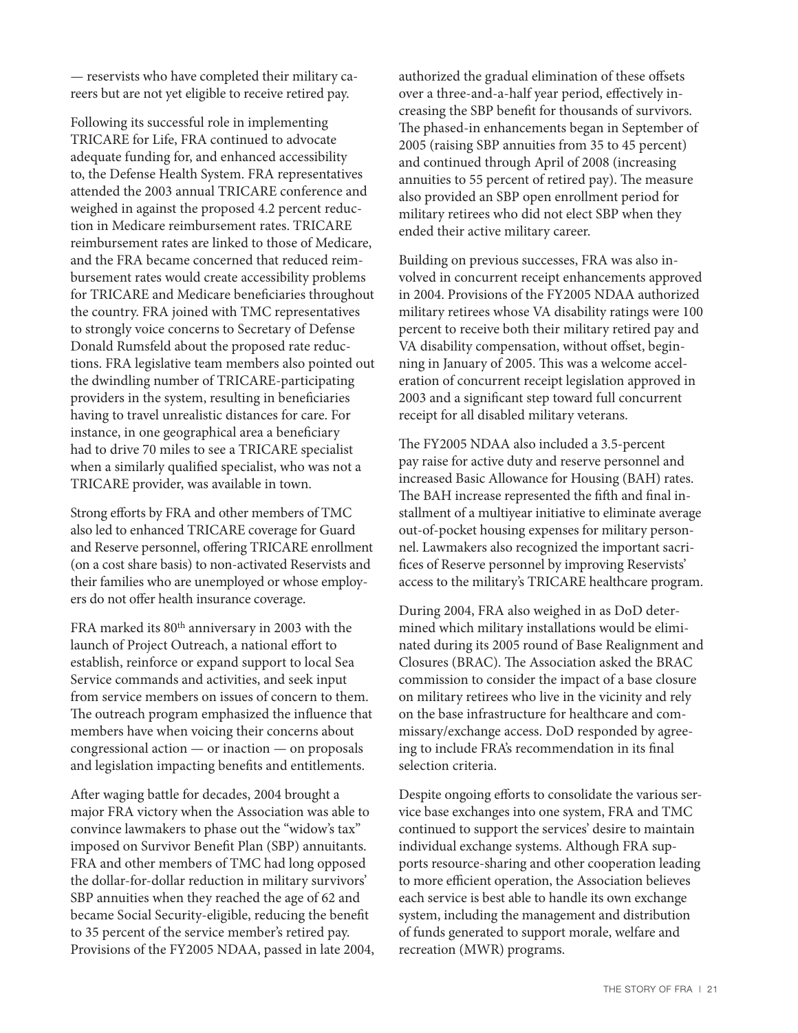— reservists who have completed their military careers but are not yet eligible to receive retired pay.

Following its successful role in implementing TRICARE for Life, FRA continued to advocate adequate funding for, and enhanced accessibility to, the Defense Health System. FRA representatives attended the 2003 annual TRICARE conference and weighed in against the proposed 4.2 percent reduction in Medicare reimbursement rates. TRICARE reimbursement rates are linked to those of Medicare, and the FRA became concerned that reduced reimbursement rates would create accessibility problems for TRICARE and Medicare beneficiaries throughout the country. FRA joined with TMC representatives to strongly voice concerns to Secretary of Defense Donald Rumsfeld about the proposed rate reductions. FRA legislative team members also pointed out the dwindling number of TRICARE-participating providers in the system, resulting in beneficiaries having to travel unrealistic distances for care. For instance, in one geographical area a beneficiary had to drive 70 miles to see a TRICARE specialist when a similarly qualified specialist, who was not a TRICARE provider, was available in town.

Strong efforts by FRA and other members of TMC also led to enhanced TRICARE coverage for Guard and Reserve personnel, offering TRICARE enrollment (on a cost share basis) to non-activated Reservists and their families who are unemployed or whose employers do not offer health insurance coverage.

FRA marked its 80th anniversary in 2003 with the launch of Project Outreach, a national effort to establish, reinforce or expand support to local Sea Service commands and activities, and seek input from service members on issues of concern to them. The outreach program emphasized the influence that members have when voicing their concerns about congressional action — or inaction — on proposals and legislation impacting benefits and entitlements.

After waging battle for decades, 2004 brought a major FRA victory when the Association was able to convince lawmakers to phase out the "widow's tax" imposed on Survivor Benefit Plan (SBP) annuitants. FRA and other members of TMC had long opposed the dollar-for-dollar reduction in military survivors' SBP annuities when they reached the age of 62 and became Social Security-eligible, reducing the benefit to 35 percent of the service member's retired pay. Provisions of the FY2005 NDAA, passed in late 2004, authorized the gradual elimination of these offsets over a three-and-a-half year period, effectively increasing the SBP benefit for thousands of survivors. The phased-in enhancements began in September of 2005 (raising SBP annuities from 35 to 45 percent) and continued through April of 2008 (increasing annuities to 55 percent of retired pay). The measure also provided an SBP open enrollment period for military retirees who did not elect SBP when they ended their active military career.

Building on previous successes, FRA was also involved in concurrent receipt enhancements approved in 2004. Provisions of the FY2005 NDAA authorized military retirees whose VA disability ratings were 100 percent to receive both their military retired pay and VA disability compensation, without offset, beginning in January of 2005. This was a welcome acceleration of concurrent receipt legislation approved in 2003 and a significant step toward full concurrent receipt for all disabled military veterans.

The FY2005 NDAA also included a 3.5-percent pay raise for active duty and reserve personnel and increased Basic Allowance for Housing (BAH) rates. The BAH increase represented the fifth and final installment of a multiyear initiative to eliminate average out-of-pocket housing expenses for military personnel. Lawmakers also recognized the important sacrifices of Reserve personnel by improving Reservists' access to the military's TRICARE healthcare program.

During 2004, FRA also weighed in as DoD determined which military installations would be eliminated during its 2005 round of Base Realignment and Closures (BRAC). The Association asked the BRAC commission to consider the impact of a base closure on military retirees who live in the vicinity and rely on the base infrastructure for healthcare and commissary/exchange access. DoD responded by agreeing to include FRA's recommendation in its final selection criteria.

Despite ongoing efforts to consolidate the various service base exchanges into one system, FRA and TMC continued to support the services' desire to maintain individual exchange systems. Although FRA supports resource-sharing and other cooperation leading to more efficient operation, the Association believes each service is best able to handle its own exchange system, including the management and distribution of funds generated to support morale, welfare and recreation (MWR) programs.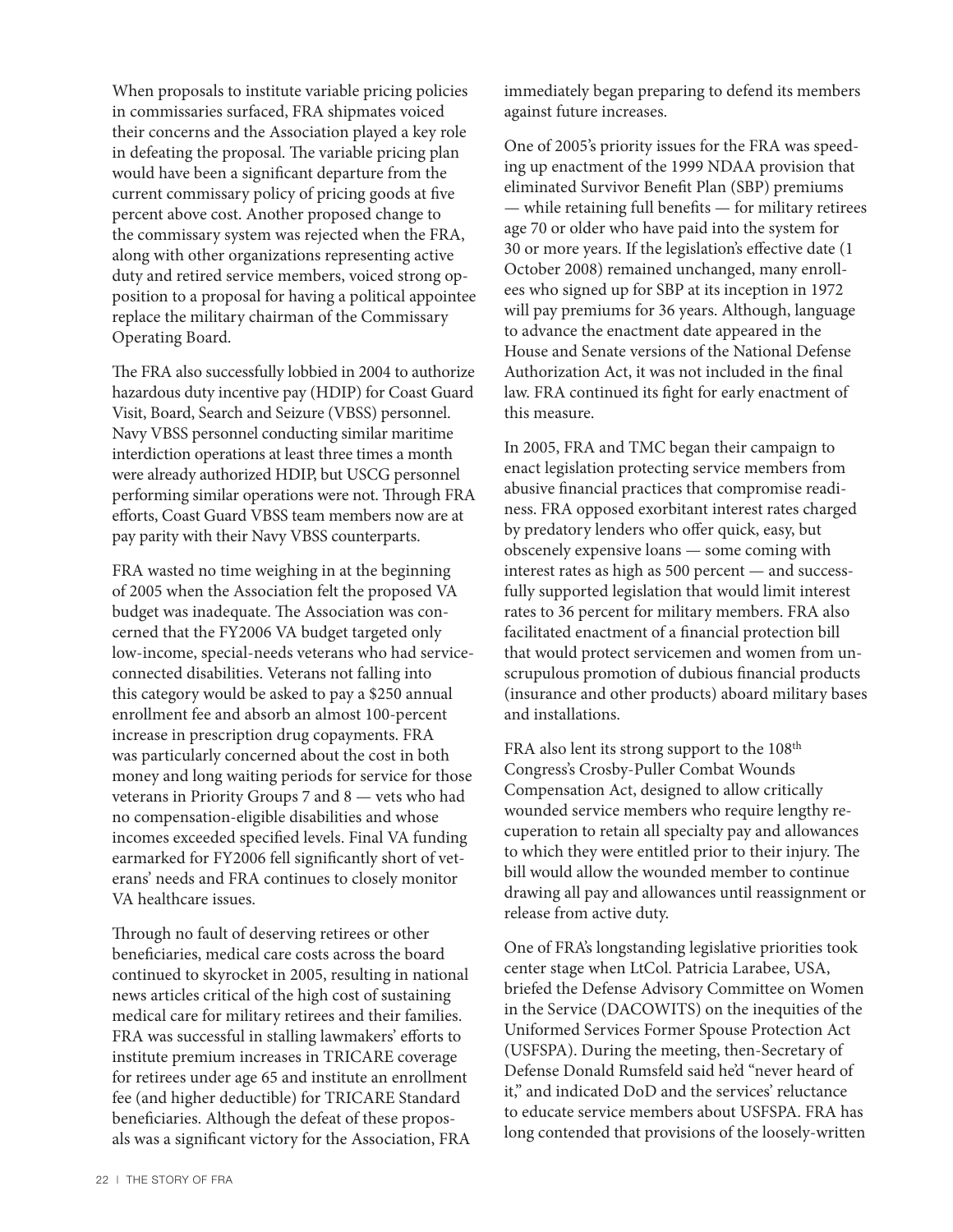When proposals to institute variable pricing policies in commissaries surfaced, FRA shipmates voiced their concerns and the Association played a key role in defeating the proposal. The variable pricing plan would have been a significant departure from the current commissary policy of pricing goods at five percent above cost. Another proposed change to the commissary system was rejected when the FRA, along with other organizations representing active duty and retired service members, voiced strong opposition to a proposal for having a political appointee replace the military chairman of the Commissary Operating Board.

The FRA also successfully lobbied in 2004 to authorize hazardous duty incentive pay (HDIP) for Coast Guard Visit, Board, Search and Seizure (VBSS) personnel. Navy VBSS personnel conducting similar maritime interdiction operations at least three times a month were already authorized HDIP, but USCG personnel performing similar operations were not. Through FRA efforts, Coast Guard VBSS team members now are at pay parity with their Navy VBSS counterparts.

FRA wasted no time weighing in at the beginning of 2005 when the Association felt the proposed VA budget was inadequate. The Association was concerned that the FY2006 VA budget targeted only low-income, special-needs veterans who had service-connected disabilities. Veterans not falling into this category would be asked to pay a $250 annual enrollment fee and absorb an almost 100-percent increase in prescription drug copayments. FRA was particularly concerned about the cost in both money and long waiting periods for service for those veterans in Priority Groups 7 and 8 — vets who had no compensation-eligible disabilities and whose incomes exceeded specified levels. Final VA funding earmarked for FY2006 fell significantly short of veterans' needs and FRA continues to closely monitor VA healthcare issues.

Through no fault of deserving retirees or other beneficiaries, medical care costs across the board continued to skyrocket in 2005, resulting in national news articles critical of the high cost of sustaining medical care for military retirees and their families. FRA was successful in stalling lawmakers' efforts to institute premium increases in TRICARE coverage for retirees under age 65 and institute an enrollment fee (and higher deductible) for TRICARE Standard beneficiaries. Although the defeat of these proposals was a significant victory for the Association, FRA immediately began preparing to defend its members against future increases.

One of 2005's priority issues for the FRA was speeding up enactment of the 1999 NDAA provision that eliminated Survivor Benefit Plan (SBP) premiums — while retaining full benefits — for military retirees age 70 or older who have paid into the system for 30 or more years. If the legislation's effective date (1 October 2008) remained unchanged, many enrollees who signed up for SBP at its inception in 1972 will pay premiums for 36 years. Although, language to advance the enactment date appeared in the House and Senate versions of the National Defense Authorization Act, it was not included in the final law. FRA continued its fight for early enactment of this measure.

In 2005, FRA and TMC began their campaign to enact legislation protecting service members from abusive financial practices that compromise readiness. FRA opposed exorbitant interest rates charged by predatory lenders who offer quick, easy, but obscenely expensive loans — some coming with interest rates as high as 500 percent — and successfully supported legislation that would limit interest rates to 36 percent for military members. FRA also facilitated enactment of a financial protection bill that would protect servicemen and women from unscrupulous promotion of dubious financial products (insurance and other products) aboard military bases and installations.

FRA also lent its strong support to the 108th Congress's Crosby-Puller Combat Wounds Compensation Act, designed to allow critically wounded service members who require lengthy recuperation to retain all specialty pay and allowances to which they were entitled prior to their injury. The bill would allow the wounded member to continue drawing all pay and allowances until reassignment or release from active duty.

One of FRA's longstanding legislative priorities took center stage when LtCol. Patricia Larabee, USA, briefed the Defense Advisory Committee on Women in the Service (DACOWITS) on the inequities of the Uniformed Services Former Spouse Protection Act (USFSPA). During the meeting, then-Secretary of Defense Donald Rumsfeld said he'd "never heard of it," and indicated DoD and the services' reluctance to educate service members about USFSPA. FRA has long contended that provisions of the loosely-written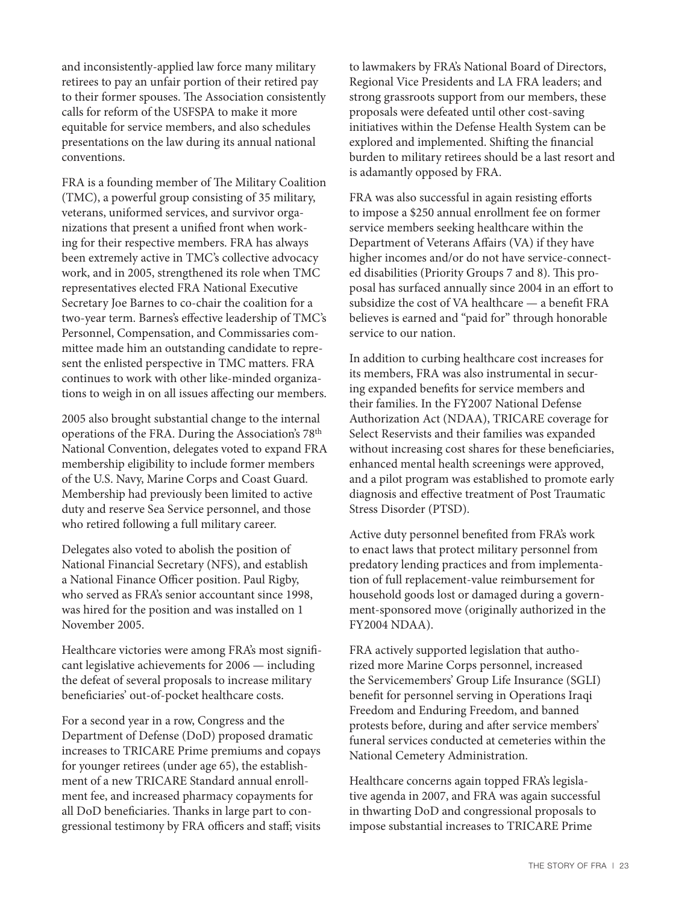and inconsistently-applied law force many military retirees to pay an unfair portion of their retired pay to their former spouses. The Association consistently calls for reform of the USFSPA to make it more equitable for service members, and also schedules presentations on the law during its annual national conventions.

FRA is a founding member of The Military Coalition (TMC), a powerful group consisting of 35 military, veterans, uniformed services, and survivor organizations that present a unified front when working for their respective members. FRA has always been extremely active in TMC's collective advocacy work, and in 2005, strengthened its role when TMC representatives elected FRA National Executive Secretary Joe Barnes to co-chair the coalition for a two-year term. Barnes's effective leadership of TMC's Personnel, Compensation, and Commissaries committee made him an outstanding candidate to represent the enlisted perspective in TMC matters. FRA continues to work with other like-minded organizations to weigh in on all issues affecting our members.

2005 also brought substantial change to the internal operations of the FRA. During the Association's 78th National Convention, delegates voted to expand FRA membership eligibility to include former members of the U.S. Navy, Marine Corps and Coast Guard. Membership had previously been limited to active duty and reserve Sea Service personnel, and those who retired following a full military career.

Delegates also voted to abolish the position of National Financial Secretary (NFS), and establish a National Finance Officer position. Paul Rigby, who served as FRA's senior accountant since 1998, was hired for the position and was installed on 1 November 2005.

Healthcare victories were among FRA's most significant legislative achievements for 2006 — including the defeat of several proposals to increase military beneficiaries' out-of-pocket healthcare costs.

For a second year in a row, Congress and the Department of Defense (DoD) proposed dramatic increases to TRICARE Prime premiums and copays for younger retirees (under age 65), the establishment of a new TRICARE Standard annual enrollment fee, and increased pharmacy copayments for all DoD beneficiaries. Thanks in large part to congressional testimony by FRA officers and staff; visits to lawmakers by FRA's National Board of Directors, Regional Vice Presidents and LA FRA leaders; and strong grassroots support from our members, these proposals were defeated until other cost-saving initiatives within the Defense Health System can be explored and implemented. Shifting the financial burden to military retirees should be a last resort and is adamantly opposed by FRA.

FRA was also successful in again resisting efforts to impose a $250 annual enrollment fee on former service members seeking healthcare within the Department of Veterans Affairs (VA) if they have higher incomes and/or do not have service-connected disabilities (Priority Groups 7 and 8). This proposal has surfaced annually since 2004 in an effort to subsidize the cost of VA healthcare — a benefit FRA believes is earned and "paid for" through honorable service to our nation.

In addition to curbing healthcare cost increases for its members, FRA was also instrumental in securing expanded benefits for service members and their families. In the FY2007 National Defense Authorization Act (NDAA), TRICARE coverage for Select Reservists and their families was expanded without increasing cost shares for these beneficiaries, enhanced mental health screenings were approved, and a pilot program was established to promote early diagnosis and effective treatment of Post Traumatic Stress Disorder (PTSD).

Active duty personnel benefited from FRA's work to enact laws that protect military personnel from predatory lending practices and from implementation of full replacement-value reimbursement for household goods lost or damaged during a government-sponsored move (originally authorized in the FY2004 NDAA).

FRA actively supported legislation that authorized more Marine Corps personnel, increased the Servicemembers' Group Life Insurance (SGLI) benefit for personnel serving in Operations Iraqi Freedom and Enduring Freedom, and banned protests before, during and after service members' funeral services conducted at cemeteries within the National Cemetery Administration.

Healthcare concerns again topped FRA's legislative agenda in 2007, and FRA was again successful in thwarting DoD and congressional proposals to impose substantial increases to TRICARE Prime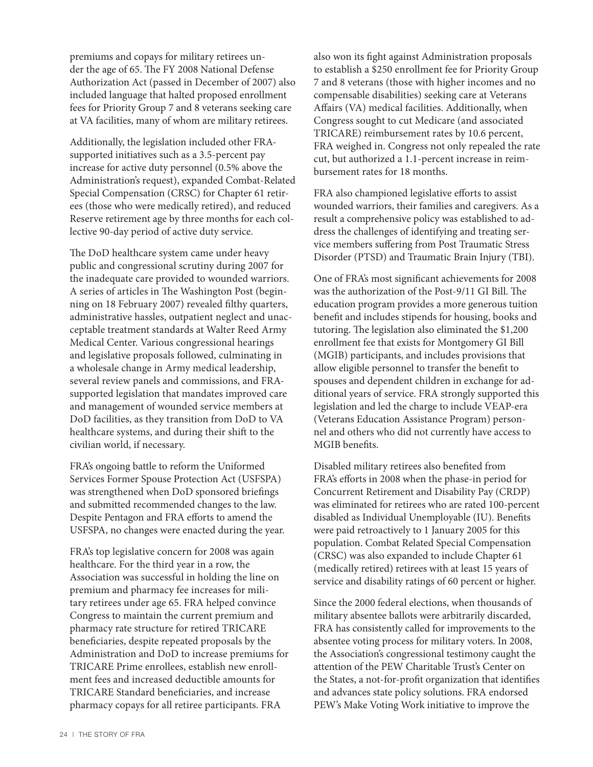premiums and copays for military retirees under the age of 65. The FY 2008 National Defense Authorization Act (passed in December of 2007) also included language that halted proposed enrollment fees for Priority Group 7 and 8 veterans seeking care at VA facilities, many of whom are military retirees.

Additionally, the legislation included other FRA-supported initiatives such as a 3.5-percent pay increase for active duty personnel (0.5% above the Administration's request), expanded Combat-Related Special Compensation (CRSC) for Chapter 61 retirees (those who were medically retired), and reduced Reserve retirement age by three months for each collective 90-day period of active duty service.

The DoD healthcare system came under heavy public and congressional scrutiny during 2007 for the inadequate care provided to wounded warriors. A series of articles in The Washington Post (beginning on 18 February 2007) revealed filthy quarters, administrative hassles, outpatient neglect and unacceptable treatment standards at Walter Reed Army Medical Center. Various congressional hearings and legislative proposals followed, culminating in a wholesale change in Army medical leadership, several review panels and commissions, and FRA-supported legislation that mandates improved care and management of wounded service members at DoD facilities, as they transition from DoD to VA healthcare systems, and during their shift to the civilian world, if necessary.

FRA's ongoing battle to reform the Uniformed Services Former Spouse Protection Act (USFSPA) was strengthened when DoD sponsored briefings and submitted recommended changes to the law. Despite Pentagon and FRA efforts to amend the USFSPA, no changes were enacted during the year.

FRA's top legislative concern for 2008 was again healthcare. For the third year in a row, the Association was successful in holding the line on premium and pharmacy fee increases for military retirees under age 65. FRA helped convince Congress to maintain the current premium and pharmacy rate structure for retired TRICARE beneficiaries, despite repeated proposals by the Administration and DoD to increase premiums for TRICARE Prime enrollees, establish new enrollment fees and increased deductible amounts for TRICARE Standard beneficiaries, and increase pharmacy copays for all retiree participants. FRA also won its fight against Administration proposals to establish a $250 enrollment fee for Priority Group 7 and 8 veterans (those with higher incomes and no compensable disabilities) seeking care at Veterans Affairs (VA) medical facilities. Additionally, when Congress sought to cut Medicare (and associated TRICARE) reimbursement rates by 10.6 percent, FRA weighed in. Congress not only repealed the rate cut, but authorized a 1.1-percent increase in reimbursement rates for 18 months.

FRA also championed legislative efforts to assist wounded warriors, their families and caregivers. As a result a comprehensive policy was established to address the challenges of identifying and treating service members suffering from Post Traumatic Stress Disorder (PTSD) and Traumatic Brain Injury (TBI).

One of FRA's most significant achievements for 2008 was the authorization of the Post-9/11 GI Bill. The education program provides a more generous tuition benefit and includes stipends for housing, books and tutoring. The legislation also eliminated the $1,200 enrollment fee that exists for Montgomery GI Bill (MGIB) participants, and includes provisions that allow eligible personnel to transfer the benefit to spouses and dependent children in exchange for additional years of service. FRA strongly supported this legislation and led the charge to include VEAP-era (Veterans Education Assistance Program) personnel and others who did not currently have access to MGIB benefits.

Disabled military retirees also benefited from FRA's efforts in 2008 when the phase-in period for Concurrent Retirement and Disability Pay (CRDP) was eliminated for retirees who are rated 100-percent disabled as Individual Unemployable (IU). Benefits were paid retroactively to 1 January 2005 for this population. Combat Related Special Compensation (CRSC) was also expanded to include Chapter 61 (medically retired) retirees with at least 15 years of service and disability ratings of 60 percent or higher.

Since the 2000 federal elections, when thousands of military absentee ballots were arbitrarily discarded, FRA has consistently called for improvements to the absentee voting process for military voters. In 2008, the Association's congressional testimony caught the attention of the PEW Charitable Trust's Center on the States, a not-for-profit organization that identifies and advances state policy solutions. FRA endorsed PEW's Make Voting Work initiative to improve the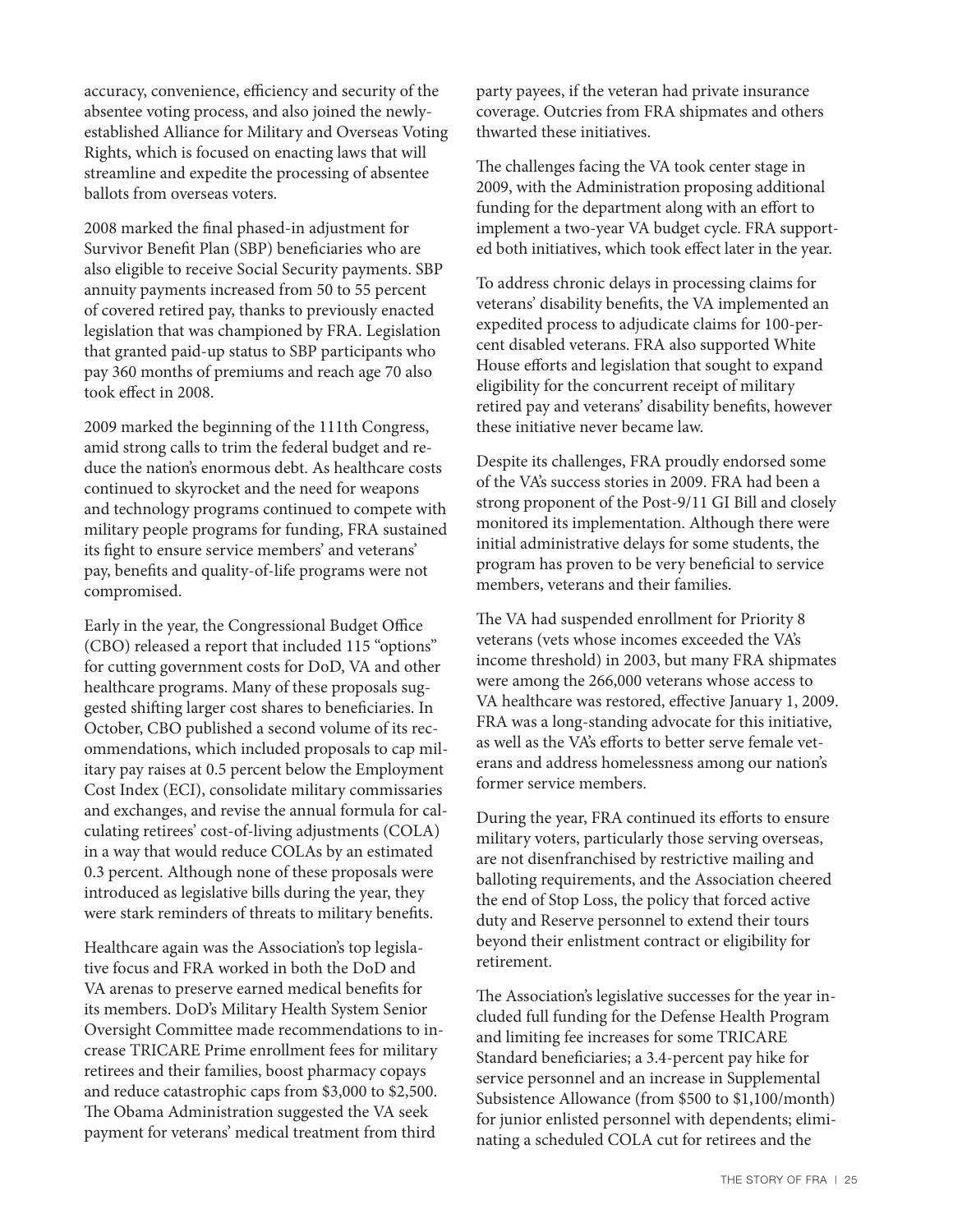accuracy, convenience, efficiency and security of the absentee voting process, and also joined the newly-established Alliance for Military and Overseas Voting Rights, which is focused on enacting laws that will streamline and expedite the processing of absentee ballots from overseas voters.

2008 marked the final phased-in adjustment for Survivor Benefit Plan (SBP) beneficiaries who are also eligible to receive Social Security payments. SBP annuity payments increased from 50 to 55 percent of covered retired pay, thanks to previously enacted legislation that was championed by FRA. Legislation that granted paid-up status to SBP participants who pay 360 months of premiums and reach age 70 also took effect in 2008.

2009 marked the beginning of the 111th Congress, amid strong calls to trim the federal budget and reduce the nation's enormous debt. As healthcare costs continued to skyrocket and the need for weapons and technology programs continued to compete with military people programs for funding, FRA sustained its fight to ensure service members' and veterans' pay, benefits and quality-of-life programs were not compromised.

Early in the year, the Congressional Budget Office (CBO) released a report that included 115 "options" for cutting government costs for DoD, VA and other healthcare programs. Many of these proposals suggested shifting larger cost shares to beneficiaries. In October, CBO published a second volume of its recommendations, which included proposals to cap military pay raises at 0.5 percent below the Employment Cost Index (ECI), consolidate military commissaries and exchanges, and revise the annual formula for calculating retirees' cost-of-living adjustments (COLA) in a way that would reduce COLAs by an estimated 0.3 percent. Although none of these proposals were introduced as legislative bills during the year, they were stark reminders of threats to military benefits.

Healthcare again was the Association's top legislative focus and FRA worked in both the DoD and VA arenas to preserve earned medical benefits for its members. DoD's Military Health System Senior Oversight Committee made recommendations to increase TRICARE Prime enrollment fees for military retirees and their families, boost pharmacy copays and reduce catastrophic caps from $3,000 to $2,500. The Obama Administration suggested the VA seek payment for veterans' medical treatment from third party payees, if the veteran had private insurance coverage. Outcries from FRA shipmates and others thwarted these initiatives.

The challenges facing the VA took center stage in 2009, with the Administration proposing additional funding for the department along with an effort to implement a two-year VA budget cycle. FRA supported both initiatives, which took effect later in the year.

To address chronic delays in processing claims for veterans' disability benefits, the VA implemented an expedited process to adjudicate claims for 100-percent disabled veterans. FRA also supported White House efforts and legislation that sought to expand eligibility for the concurrent receipt of military retired pay and veterans' disability benefits, however these initiative never became law.

Despite its challenges, FRA proudly endorsed some of the VA's success stories in 2009. FRA had been a strong proponent of the Post-9/11 GI Bill and closely monitored its implementation. Although there were initial administrative delays for some students, the program has proven to be very beneficial to service members, veterans and their families.

The VA had suspended enrollment for Priority 8 veterans (vets whose incomes exceeded the VA's income threshold) in 2003, but many FRA shipmates were among the 266,000 veterans whose access to VA healthcare was restored, effective January 1, 2009. FRA was a long-standing advocate for this initiative, as well as the VA's efforts to better serve female veterans and address homelessness among our nation's former service members.

During the year, FRA continued its efforts to ensure military voters, particularly those serving overseas, are not disenfranchised by restrictive mailing and balloting requirements, and the Association cheered the end of Stop Loss, the policy that forced active duty and Reserve personnel to extend their tours beyond their enlistment contract or eligibility for retirement.

The Association's legislative successes for the year included full funding for the Defense Health Program and limiting fee increases for some TRICARE Standard beneficiaries; a 3.4-percent pay hike for service personnel and an increase in Supplemental Subsistence Allowance (from $500 to $1,100/month) for junior enlisted personnel with dependents; eliminating a scheduled COLA cut for retirees and the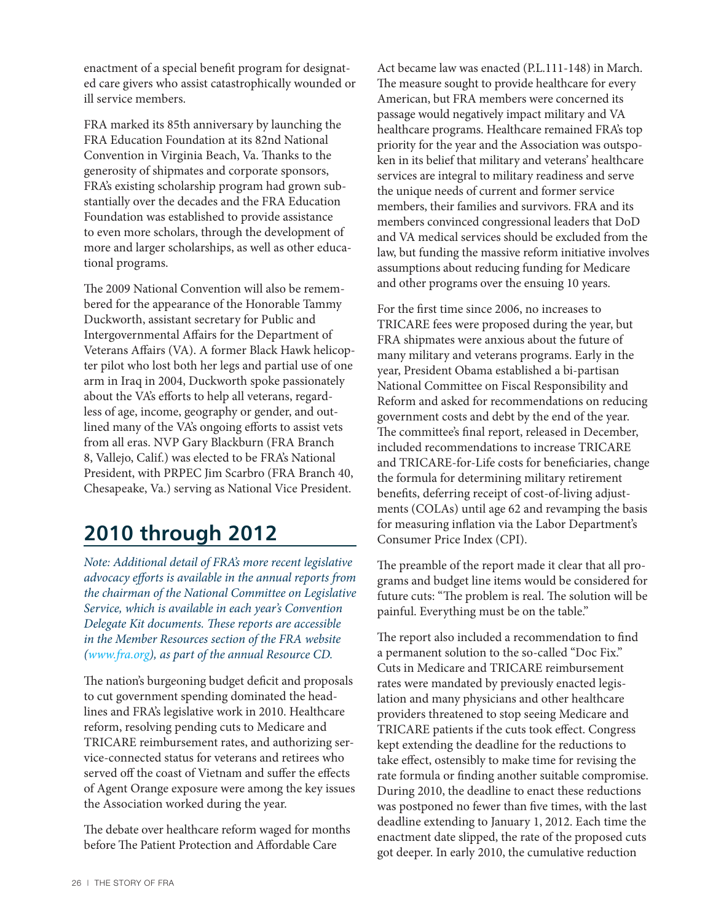enactment of a special benefit program for designated care givers who assist catastrophically wounded or ill service members.

FRA marked its 85th anniversary by launching the FRA Education Foundation at its 82nd National Convention in Virginia Beach, Va. Thanks to the generosity of shipmates and corporate sponsors, FRA's existing scholarship program had grown substantially over the decades and the FRA Education Foundation was established to provide assistance to even more scholars, through the development of more and larger scholarships, as well as other educational programs.

The 2009 National Convention will also be remembered for the appearance of the Honorable Tammy Duckworth, assistant secretary for Public and Intergovernmental Affairs for the Department of Veterans Affairs (VA). A former Black Hawk helicopter pilot who lost both her legs and partial use of one arm in Iraq in 2004, Duckworth spoke passionately about the VA's efforts to help all veterans, regardless of age, income, geography or gender, and outlined many of the VA's ongoing efforts to assist vets from all eras. NVP Gary Blackburn (FRA Branch 8, Vallejo, Calif.) was elected to be FRA's National President, with PRPEC Jim Scarbro (FRA Branch 40, Chesapeake, Va.) serving as National Vice President.

## 2010 through 2012

*Note: Additional detail of FRA's more recent legislative advocacy efforts is available in the annual reports from the chairman of the National Committee on Legislative Service, which is available in each year's Convention Delegate Kit documents. These reports are accessible in the Member Resources section of the FRA website (www.fra.org), as part of the annual Resource CD.*

The nation's burgeoning budget deficit and proposals to cut government spending dominated the headlines and FRA's legislative work in 2010. Healthcare reform, resolving pending cuts to Medicare and TRICARE reimbursement rates, and authorizing service-connected status for veterans and retirees who served off the coast of Vietnam and suffer the effects of Agent Orange exposure were among the key issues the Association worked during the year.

The debate over healthcare reform waged for months before The Patient Protection and Affordable Care Act became law was enacted (P.L.111-148) in March. The measure sought to provide healthcare for every American, but FRA members were concerned its passage would negatively impact military and VA healthcare programs. Healthcare remained FRA's top priority for the year and the Association was outspoken in its belief that military and veterans' healthcare services are integral to military readiness and serve the unique needs of current and former service members, their families and survivors. FRA and its members convinced congressional leaders that DoD and VA medical services should be excluded from the law, but funding the massive reform initiative involves assumptions about reducing funding for Medicare and other programs over the ensuing 10 years.

For the first time since 2006, no increases to TRICARE fees were proposed during the year, but FRA shipmates were anxious about the future of many military and veterans programs. Early in the year, President Obama established a bi-partisan National Committee on Fiscal Responsibility and Reform and asked for recommendations on reducing government costs and debt by the end of the year. The committee's final report, released in December, included recommendations to increase TRICARE and TRICARE-for-Life costs for beneficiaries, change the formula for determining military retirement benefits, deferring receipt of cost-of-living adjustments (COLAs) until age 62 and revamping the basis for measuring inflation via the Labor Department's Consumer Price Index (CPI).

The preamble of the report made it clear that all programs and budget line items would be considered for future cuts: "The problem is real. The solution will be painful. Everything must be on the table."

The report also included a recommendation to find a permanent solution to the so-called "Doc Fix." Cuts in Medicare and TRICARE reimbursement rates were mandated by previously enacted legislation and many physicians and other healthcare providers threatened to stop seeing Medicare and TRICARE patients if the cuts took effect. Congress kept extending the deadline for the reductions to take effect, ostensibly to make time for revising the rate formula or finding another suitable compromise. During 2010, the deadline to enact these reductions was postponed no fewer than five times, with the last deadline extending to January 1, 2012. Each time the enactment date slipped, the rate of the proposed cuts got deeper. In early 2010, the cumulative reduction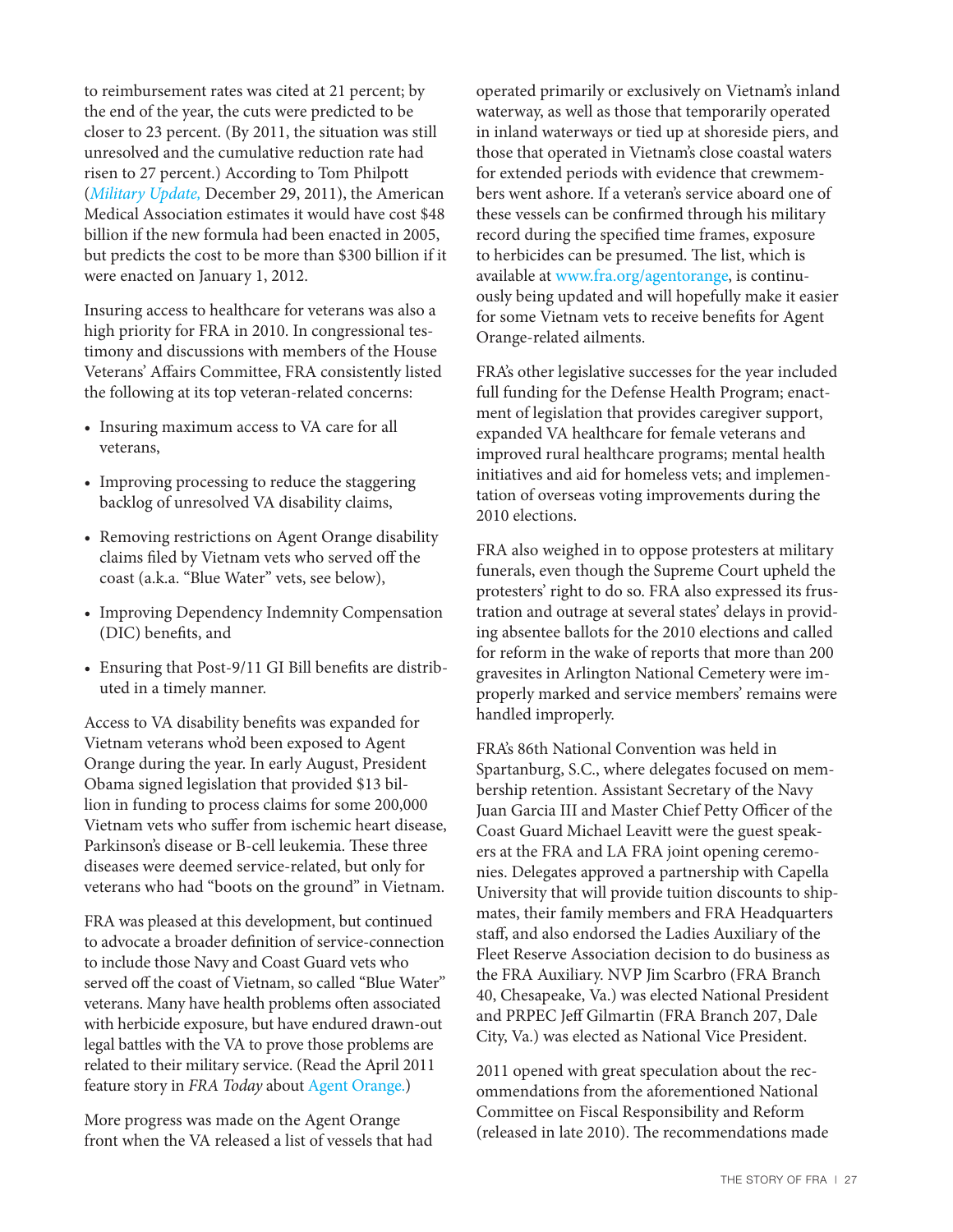to reimbursement rates was cited at 21 percent; by the end of the year, the cuts were predicted to be closer to 23 percent. (By 2011, the situation was still unresolved and the cumulative reduction rate had risen to 27 percent.) According to Tom Philpott (*Military Update,* December 29, 2011), the American Medical Association estimates it would have cost $48 billion if the new formula had been enacted in 2005, but predicts the cost to be more than $300 billion if it were enacted on January 1, 2012.

Insuring access to healthcare for veterans was also a high priority for FRA in 2010. In congressional testimony and discussions with members of the House Veterans' Affairs Committee, FRA consistently listed the following at its top veteran-related concerns:

- Insuring maximum access to VA care for all veterans,
- Improving processing to reduce the staggering backlog of unresolved VA disability claims,
- Removing restrictions on Agent Orange disability claims filed by Vietnam vets who served off the coast (a.k.a. "Blue Water" vets, see below),
- Improving Dependency Indemnity Compensation (DIC) benefits, and
- Ensuring that Post-9/11 GI Bill benefits are distributed in a timely manner.

Access to VA disability benefits was expanded for Vietnam veterans who'd been exposed to Agent Orange during the year. In early August, President Obama signed legislation that provided $13 billion in funding to process claims for some 200,000 Vietnam vets who suffer from ischemic heart disease, Parkinson's disease or B-cell leukemia. These three diseases were deemed service-related, but only for veterans who had "boots on the ground" in Vietnam.

FRA was pleased at this development, but continued to advocate a broader definition of service-connection to include those Navy and Coast Guard vets who served off the coast of Vietnam, so called "Blue Water" veterans. Many have health problems often associated with herbicide exposure, but have endured drawn-out legal battles with the VA to prove those problems are related to their military service. (Read the April 2011 feature story in *FRA Today* about Agent Orange.)

More progress was made on the Agent Orange front when the VA released a list of vessels that had operated primarily or exclusively on Vietnam's inland waterway, as well as those that temporarily operated in inland waterways or tied up at shoreside piers, and those that operated in Vietnam's close coastal waters for extended periods with evidence that crewmembers went ashore. If a veteran's service aboard one of these vessels can be confirmed through his military record during the specified time frames, exposure to herbicides can be presumed. The list, which is available at www.fra.org/agentorange, is continuously being updated and will hopefully make it easier for some Vietnam vets to receive benefits for Agent Orange-related ailments.

FRA's other legislative successes for the year included full funding for the Defense Health Program; enactment of legislation that provides caregiver support, expanded VA healthcare for female veterans and improved rural healthcare programs; mental health initiatives and aid for homeless vets; and implementation of overseas voting improvements during the 2010 elections.

FRA also weighed in to oppose protesters at military funerals, even though the Supreme Court upheld the protesters' right to do so. FRA also expressed its frustration and outrage at several states' delays in providing absentee ballots for the 2010 elections and called for reform in the wake of reports that more than 200 gravesites in Arlington National Cemetery were improperly marked and service members' remains were handled improperly.

FRA's 86th National Convention was held in Spartanburg, S.C., where delegates focused on membership retention. Assistant Secretary of the Navy Juan Garcia III and Master Chief Petty Officer of the Coast Guard Michael Leavitt were the guest speakers at the FRA and LA FRA joint opening ceremonies. Delegates approved a partnership with Capella University that will provide tuition discounts to shipmates, their family members and FRA Headquarters staff, and also endorsed the Ladies Auxiliary of the Fleet Reserve Association decision to do business as the FRA Auxiliary. NVP Jim Scarbro (FRA Branch 40, Chesapeake, Va.) was elected National President and PRPEC Jeff Gilmartin (FRA Branch 207, Dale City, Va.) was elected as National Vice President.

2011 opened with great speculation about the recommendations from the aforementioned National Committee on Fiscal Responsibility and Reform (released in late 2010). The recommendations made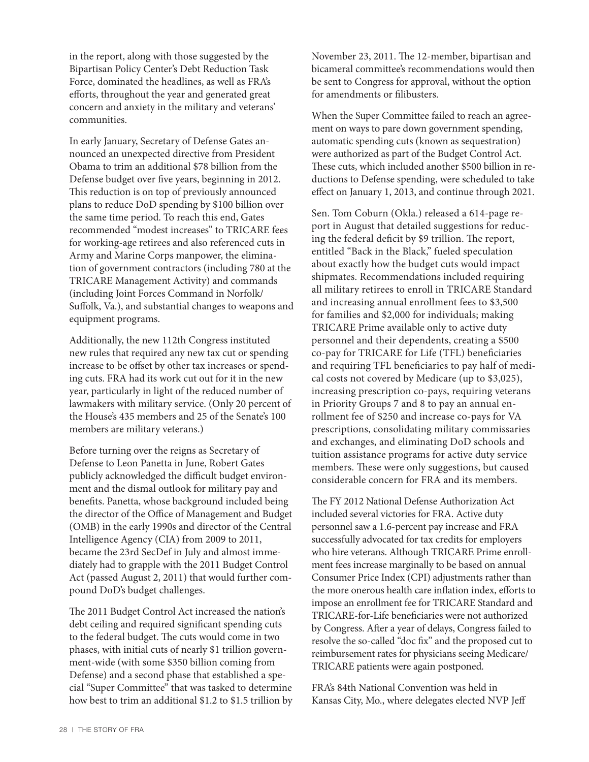in the report, along with those suggested by the Bipartisan Policy Center's Debt Reduction Task Force, dominated the headlines, as well as FRA's efforts, throughout the year and generated great concern and anxiety in the military and veterans' communities.

In early January, Secretary of Defense Gates announced an unexpected directive from President Obama to trim an additional $78 billion from the Defense budget over five years, beginning in 2012. This reduction is on top of previously announced plans to reduce DoD spending by $100 billion over the same time period. To reach this end, Gates recommended "modest increases" to TRICARE fees for working-age retirees and also referenced cuts in Army and Marine Corps manpower, the elimination of government contractors (including 780 at the TRICARE Management Activity) and commands (including Joint Forces Command in Norfolk/Suffolk, Va.), and substantial changes to weapons and equipment programs.

Additionally, the new 112th Congress instituted new rules that required any new tax cut or spending increase to be offset by other tax increases or spending cuts. FRA had its work cut out for it in the new year, particularly in light of the reduced number of lawmakers with military service. (Only 20 percent of the House's 435 members and 25 of the Senate's 100 members are military veterans.)

Before turning over the reigns as Secretary of Defense to Leon Panetta in June, Robert Gates publicly acknowledged the difficult budget environment and the dismal outlook for military pay and benefits. Panetta, whose background included being the director of the Office of Management and Budget (OMB) in the early 1990s and director of the Central Intelligence Agency (CIA) from 2009 to 2011, became the 23rd SecDef in July and almost immediately had to grapple with the 2011 Budget Control Act (passed August 2, 2011) that would further compound DoD's budget challenges.

The 2011 Budget Control Act increased the nation's debt ceiling and required significant spending cuts to the federal budget. The cuts would come in two phases, with initial cuts of nearly $1 trillion government-wide (with some $350 billion coming from Defense) and a second phase that established a special "Super Committee" that was tasked to determine how best to trim an additional $1.2 to $1.5 trillion by November 23, 2011. The 12-member, bipartisan and bicameral committee's recommendations would then be sent to Congress for approval, without the option for amendments or filibusters.

When the Super Committee failed to reach an agreement on ways to pare down government spending, automatic spending cuts (known as sequestration) were authorized as part of the Budget Control Act. These cuts, which included another $500 billion in reductions to Defense spending, were scheduled to take effect on January 1, 2013, and continue through 2021.

Sen. Tom Coburn (Okla.) released a 614-page report in August that detailed suggestions for reducing the federal deficit by $9 trillion. The report, entitled "Back in the Black," fueled speculation about exactly how the budget cuts would impact shipmates. Recommendations included requiring all military retirees to enroll in TRICARE Standard and increasing annual enrollment fees to $3,500 for families and $2,000 for individuals; making TRICARE Prime available only to active duty personnel and their dependents, creating a $500 co-pay for TRICARE for Life (TFL) beneficiaries and requiring TFL beneficiaries to pay half of medical costs not covered by Medicare (up to $3,025), increasing prescription co-pays, requiring veterans in Priority Groups 7 and 8 to pay an annual enrollment fee of $250 and increase co-pays for VA prescriptions, consolidating military commissaries and exchanges, and eliminating DoD schools and tuition assistance programs for active duty service members. These were only suggestions, but caused considerable concern for FRA and its members.

The FY 2012 National Defense Authorization Act included several victories for FRA. Active duty personnel saw a 1.6-percent pay increase and FRA successfully advocated for tax credits for employers who hire veterans. Although TRICARE Prime enrollment fees increase marginally to be based on annual Consumer Price Index (CPI) adjustments rather than the more onerous health care inflation index, efforts to impose an enrollment fee for TRICARE Standard and TRICARE-for-Life beneficiaries were not authorized by Congress. After a year of delays, Congress failed to resolve the so-called "doc fix" and the proposed cut to reimbursement rates for physicians seeing Medicare/TRICARE patients were again postponed.

FRA's 84th National Convention was held in Kansas City, Mo., where delegates elected NVP Jeff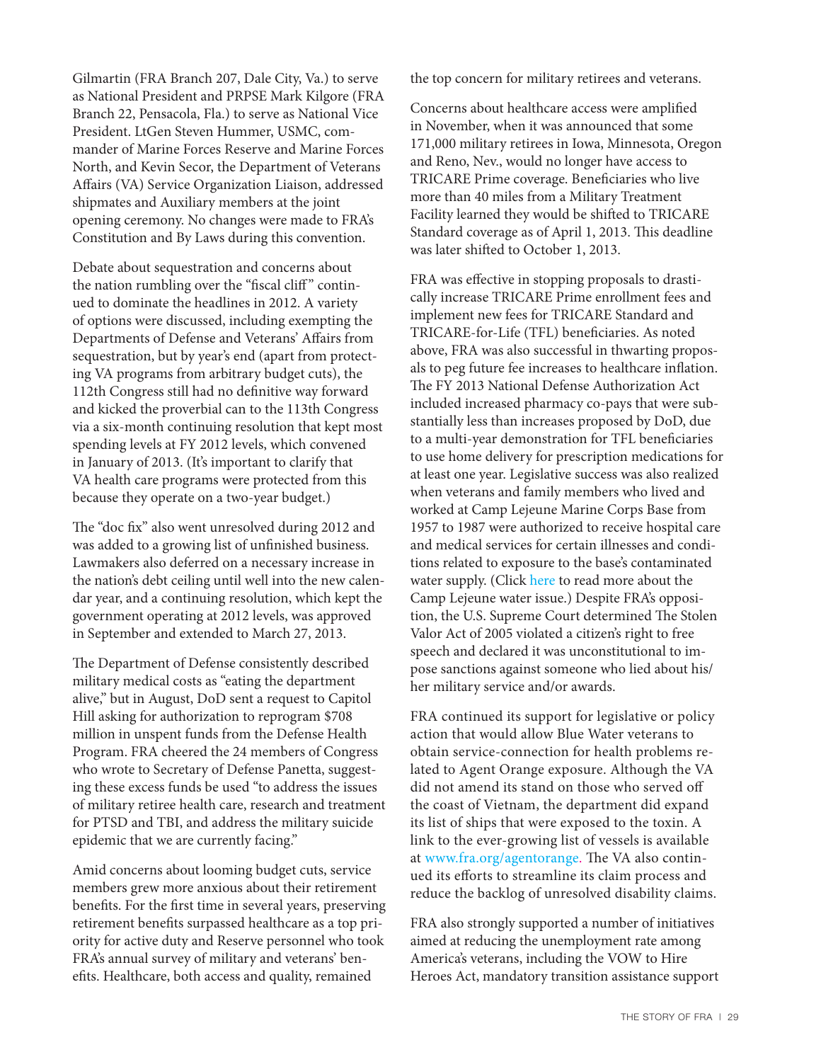Gilmartin (FRA Branch 207, Dale City, Va.) to serve as National President and PRPSE Mark Kilgore (FRA Branch 22, Pensacola, Fla.) to serve as National Vice President. LtGen Steven Hummer, USMC, commander of Marine Forces Reserve and Marine Forces North, and Kevin Secor, the Department of Veterans Affairs (VA) Service Organization Liaison, addressed shipmates and Auxiliary members at the joint opening ceremony. No changes were made to FRA's Constitution and By Laws during this convention.

Debate about sequestration and concerns about the nation rumbling over the "fiscal cliff" continued to dominate the headlines in 2012. A variety of options were discussed, including exempting the Departments of Defense and Veterans' Affairs from sequestration, but by year's end (apart from protecting VA programs from arbitrary budget cuts), the 112th Congress still had no definitive way forward and kicked the proverbial can to the 113th Congress via a six-month continuing resolution that kept most spending levels at FY 2012 levels, which convened in January of 2013. (It's important to clarify that VA health care programs were protected from this because they operate on a two-year budget.)

The "doc fix" also went unresolved during 2012 and was added to a growing list of unfinished business. Lawmakers also deferred on a necessary increase in the nation's debt ceiling until well into the new calendar year, and a continuing resolution, which kept the government operating at 2012 levels, was approved in September and extended to March 27, 2013.

The Department of Defense consistently described military medical costs as "eating the department alive," but in August, DoD sent a request to Capitol Hill asking for authorization to reprogram $708 million in unspent funds from the Defense Health Program. FRA cheered the 24 members of Congress who wrote to Secretary of Defense Panetta, suggesting these excess funds be used "to address the issues of military retiree health care, research and treatment for PTSD and TBI, and address the military suicide epidemic that we are currently facing."

Amid concerns about looming budget cuts, service members grew more anxious about their retirement benefits. For the first time in several years, preserving retirement benefits surpassed healthcare as a top priority for active duty and Reserve personnel who took FRA's annual survey of military and veterans' benefits. Healthcare, both access and quality, remained the top concern for military retirees and veterans.

Concerns about healthcare access were amplified in November, when it was announced that some 171,000 military retirees in Iowa, Minnesota, Oregon and Reno, Nev., would no longer have access to TRICARE Prime coverage. Beneficiaries who live more than 40 miles from a Military Treatment Facility learned they would be shifted to TRICARE Standard coverage as of April 1, 2013. This deadline was later shifted to October 1, 2013.

FRA was effective in stopping proposals to drastically increase TRICARE Prime enrollment fees and implement new fees for TRICARE Standard and TRICARE-for-Life (TFL) beneficiaries. As noted above, FRA was also successful in thwarting proposals to peg future fee increases to healthcare inflation. The FY 2013 National Defense Authorization Act included increased pharmacy co-pays that were substantially less than increases proposed by DoD, due to a multi-year demonstration for TFL beneficiaries to use home delivery for prescription medications for at least one year. Legislative success was also realized when veterans and family members who lived and worked at Camp Lejeune Marine Corps Base from 1957 to 1987 were authorized to receive hospital care and medical services for certain illnesses and conditions related to exposure to the base's contaminated water supply. (Click here to read more about the Camp Lejeune water issue.) Despite FRA's opposition, the U.S. Supreme Court determined The Stolen Valor Act of 2005 violated a citizen's right to free speech and declared it was unconstitutional to impose sanctions against someone who lied about his/her military service and/or awards.

FRA continued its support for legislative or policy action that would allow Blue Water veterans to obtain service-connection for health problems related to Agent Orange exposure. Although the VA did not amend its stand on those who served off the coast of Vietnam, the department did expand its list of ships that were exposed to the toxin. A link to the ever-growing list of vessels is available at www.fra.org/agentorange. The VA also continued its efforts to streamline its claim process and reduce the backlog of unresolved disability claims.

FRA also strongly supported a number of initiatives aimed at reducing the unemployment rate among America's veterans, including the VOW to Hire Heroes Act, mandatory transition assistance support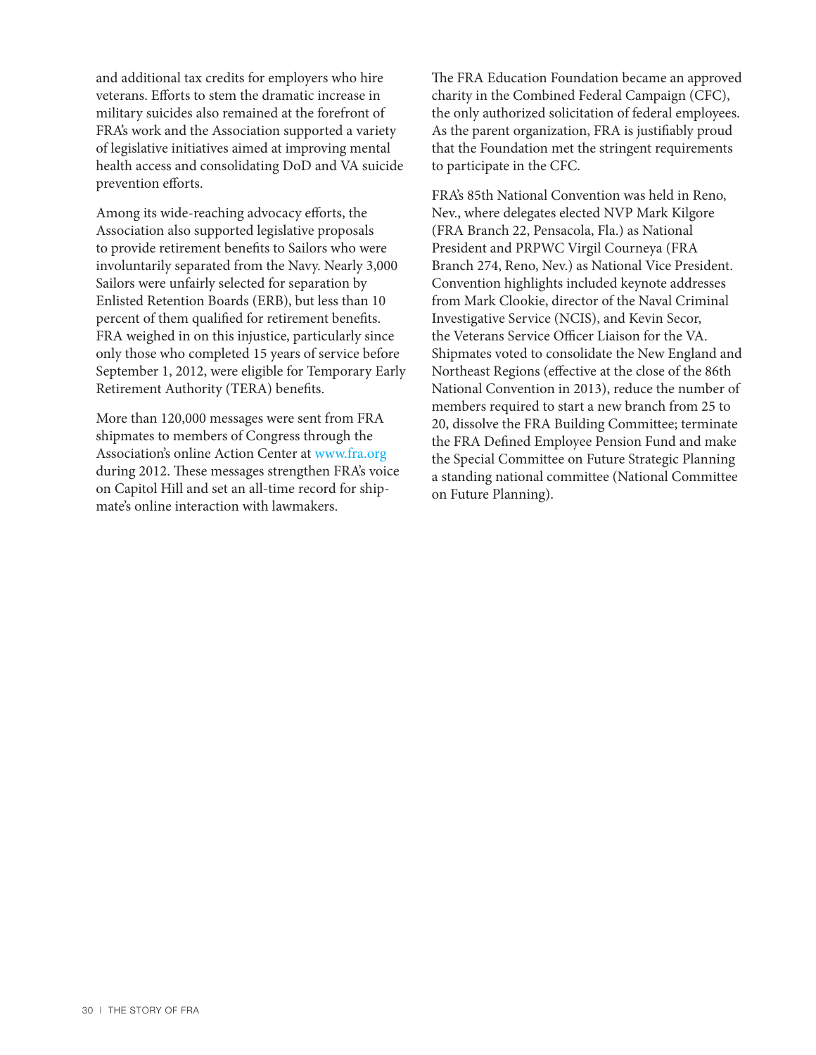and additional tax credits for employers who hire veterans. Efforts to stem the dramatic increase in military suicides also remained at the forefront of FRA's work and the Association supported a variety of legislative initiatives aimed at improving mental health access and consolidating DoD and VA suicide prevention efforts.

Among its wide-reaching advocacy efforts, the Association also supported legislative proposals to provide retirement benefits to Sailors who were involuntarily separated from the Navy. Nearly 3,000 Sailors were unfairly selected for separation by Enlisted Retention Boards (ERB), but less than 10 percent of them qualified for retirement benefits. FRA weighed in on this injustice, particularly since only those who completed 15 years of service before September 1, 2012, were eligible for Temporary Early Retirement Authority (TERA) benefits.

More than 120,000 messages were sent from FRA shipmates to members of Congress through the Association's online Action Center at www.fra.org during 2012. These messages strengthen FRA's voice on Capitol Hill and set an all-time record for shipmate's online interaction with lawmakers.

The FRA Education Foundation became an approved charity in the Combined Federal Campaign (CFC), the only authorized solicitation of federal employees. As the parent organization, FRA is justifiably proud that the Foundation met the stringent requirements to participate in the CFC.

FRA's 85th National Convention was held in Reno, Nev., where delegates elected NVP Mark Kilgore (FRA Branch 22, Pensacola, Fla.) as National President and PRPWC Virgil Courneya (FRA Branch 274, Reno, Nev.) as National Vice President. Convention highlights included keynote addresses from Mark Clookie, director of the Naval Criminal Investigative Service (NCIS), and Kevin Secor, the Veterans Service Officer Liaison for the VA. Shipmates voted to consolidate the New England and Northeast Regions (effective at the close of the 86th National Convention in 2013), reduce the number of members required to start a new branch from 25 to 20, dissolve the FRA Building Committee; terminate the FRA Defined Employee Pension Fund and make the Special Committee on Future Strategic Planning a standing national committee (National Committee on Future Planning).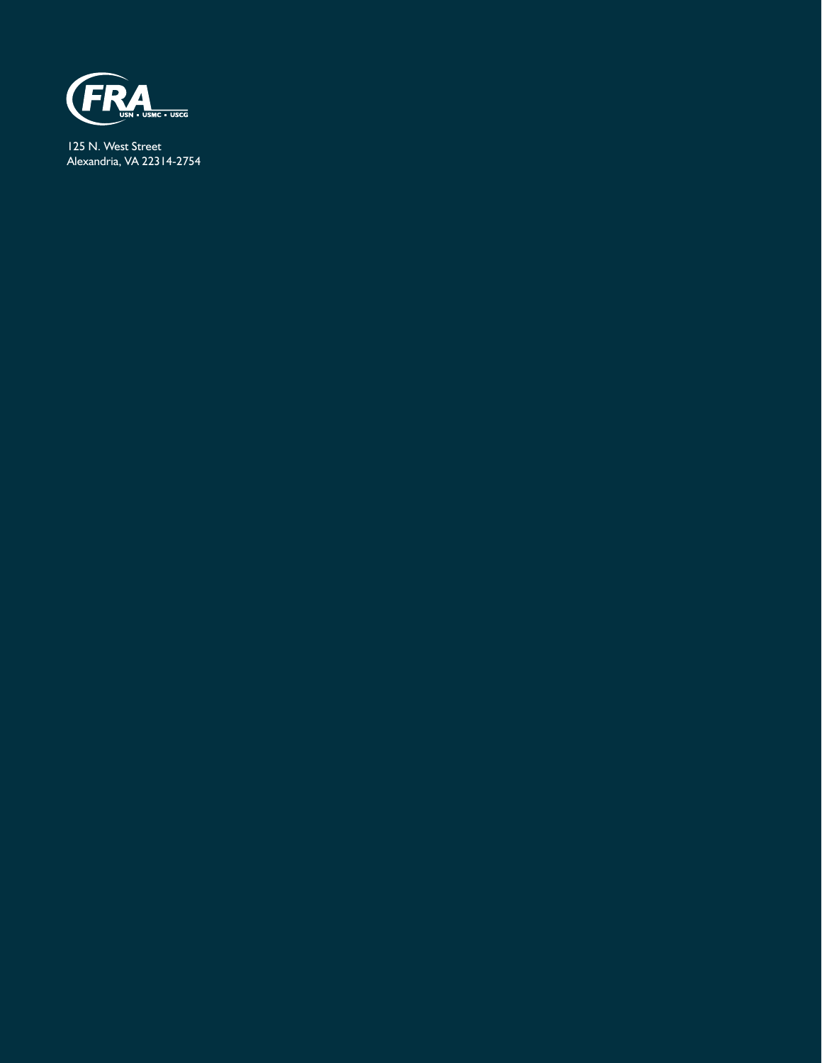FRA

USN • USMC • USCG

125 N. West Street
Alexandria, VA 22314-2754